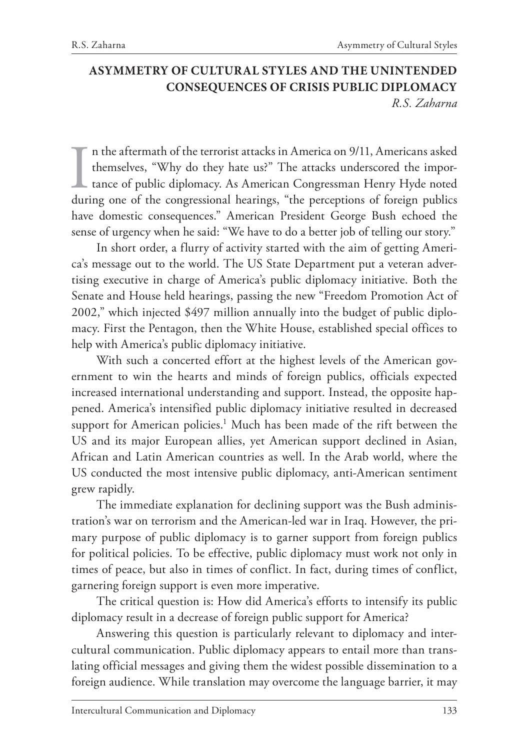# ASYMMETRY OF CULTURAL STYLES AND THE UNINTENDED CONSEQUENCES OF CRISIS PUBLIC DIPLOMACY

*R.S. Zaharna*

In the aftermath of the terrorist attacks in America on 9/11, Americans asked themselves, "Why do they hate us?" The attacks underscored the importance of public diplomacy. As American Congressman Henry Hyde noted during one of the congressional hearings, "the perceptions of foreign publics have domestic consequences." American President George Bush echoed the sense of urgency when he said: "We have to do a better job of telling our story."

In short order, a flurry of activity started with the aim of getting America's message out to the world. The US State Department put a veteran advertising executive in charge of America's public diplomacy initiative. Both the Senate and House held hearings, passing the new "Freedom Promotion Act of 2002," which injected $497 million annually into the budget of public diplomacy. First the Pentagon, then the White House, established special offices to help with America's public diplomacy initiative.

With such a concerted effort at the highest levels of the American government to win the hearts and minds of foreign publics, officials expected increased international understanding and support. Instead, the opposite happened. America's intensified public diplomacy initiative resulted in decreased support for American policies.[1] Much has been made of the rift between the US and its major European allies, yet American support declined in Asian, African and Latin American countries as well. In the Arab world, where the US conducted the most intensive public diplomacy, anti-American sentiment grew rapidly.

The immediate explanation for declining support was the Bush administration's war on terrorism and the American-led war in Iraq. However, the primary purpose of public diplomacy is to garner support from foreign publics for political policies. To be effective, public diplomacy must work not only in times of peace, but also in times of conflict. In fact, during times of conflict, garnering foreign support is even more imperative.

The critical question is: How did America's efforts to intensify its public diplomacy result in a decrease of foreign public support for America?

Answering this question is particularly relevant to diplomacy and intercultural communication. Public diplomacy appears to entail more than translating official messages and giving them the widest possible dissemination to a foreign audience. While translation may overcome the language barrier, it may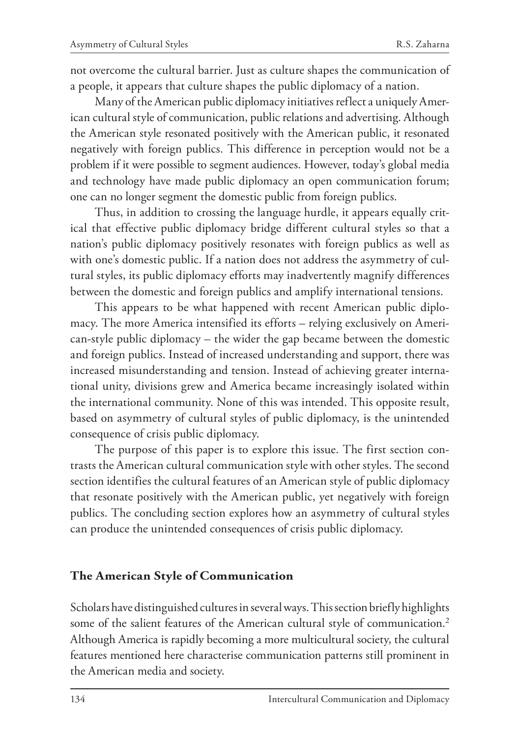not overcome the cultural barrier. Just as culture shapes the communication of a people, it appears that culture shapes the public diplomacy of a nation.

Many of the American public diplomacy initiatives reflect a uniquely American cultural style of communication, public relations and advertising. Although the American style resonated positively with the American public, it resonated negatively with foreign publics. This difference in perception would not be a problem if it were possible to segment audiences. However, today's global media and technology have made public diplomacy an open communication forum; one can no longer segment the domestic public from foreign publics.

Thus, in addition to crossing the language hurdle, it appears equally critical that effective public diplomacy bridge different cultural styles so that a nation's public diplomacy positively resonates with foreign publics as well as with one's domestic public. If a nation does not address the asymmetry of cultural styles, its public diplomacy efforts may inadvertently magnify differences between the domestic and foreign publics and amplify international tensions.

This appears to be what happened with recent American public diplomacy. The more America intensified its efforts – relying exclusively on American-style public diplomacy – the wider the gap became between the domestic and foreign publics. Instead of increased understanding and support, there was increased misunderstanding and tension. Instead of achieving greater international unity, divisions grew and America became increasingly isolated within the international community. None of this was intended. This opposite result, based on asymmetry of cultural styles of public diplomacy, is the unintended consequence of crisis public diplomacy.

The purpose of this paper is to explore this issue. The first section contrasts the American cultural communication style with other styles. The second section identifies the cultural features of an American style of public diplomacy that resonate positively with the American public, yet negatively with foreign publics. The concluding section explores how an asymmetry of cultural styles can produce the unintended consequences of crisis public diplomacy.

## The American Style of Communication

Scholars have distinguished cultures in several ways. This section briefly highlights some of the salient features of the American cultural style of communication.[2] Although America is rapidly becoming a more multicultural society, the cultural features mentioned here characterise communication patterns still prominent in the American media and society.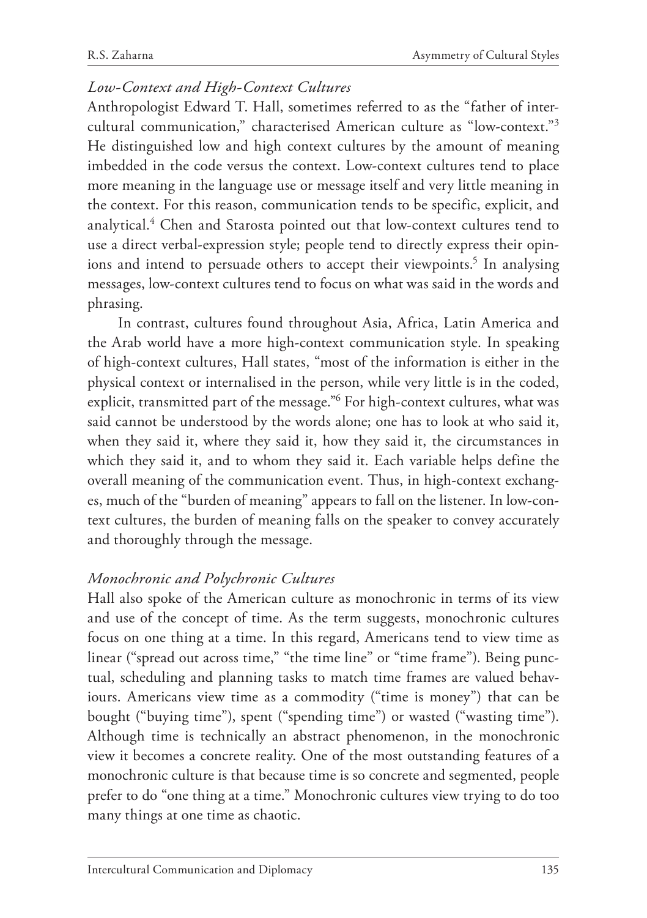### *Low-Context and High-Context Cultures*

Anthropologist Edward T. Hall, sometimes referred to as the "father of intercultural communication," characterised American culture as "low-context."[3] He distinguished low and high context cultures by the amount of meaning imbedded in the code versus the context. Low-context cultures tend to place more meaning in the language use or message itself and very little meaning in the context. For this reason, communication tends to be specific, explicit, and analytical.[4] Chen and Starosta pointed out that low-context cultures tend to use a direct verbal-expression style; people tend to directly express their opinions and intend to persuade others to accept their viewpoints.[5] In analysing messages, low-context cultures tend to focus on what was said in the words and phrasing.

In contrast, cultures found throughout Asia, Africa, Latin America and the Arab world have a more high-context communication style. In speaking of high-context cultures, Hall states, "most of the information is either in the physical context or internalised in the person, while very little is in the coded, explicit, transmitted part of the message."[6] For high-context cultures, what was said cannot be understood by the words alone; one has to look at who said it, when they said it, where they said it, how they said it, the circumstances in which they said it, and to whom they said it. Each variable helps define the overall meaning of the communication event. Thus, in high-context exchanges, much of the "burden of meaning" appears to fall on the listener. In low-context cultures, the burden of meaning falls on the speaker to convey accurately and thoroughly through the message.

### *Monochronic and Polychronic Cultures*

Hall also spoke of the American culture as monochronic in terms of its view and use of the concept of time. As the term suggests, monochronic cultures focus on one thing at a time. In this regard, Americans tend to view time as linear ("spread out across time," "the time line" or "time frame"). Being punctual, scheduling and planning tasks to match time frames are valued behaviours. Americans view time as a commodity ("time is money") that can be bought ("buying time"), spent ("spending time") or wasted ("wasting time"). Although time is technically an abstract phenomenon, in the monochronic view it becomes a concrete reality. One of the most outstanding features of a monochronic culture is that because time is so concrete and segmented, people prefer to do "one thing at a time." Monochronic cultures view trying to do too many things at one time as chaotic.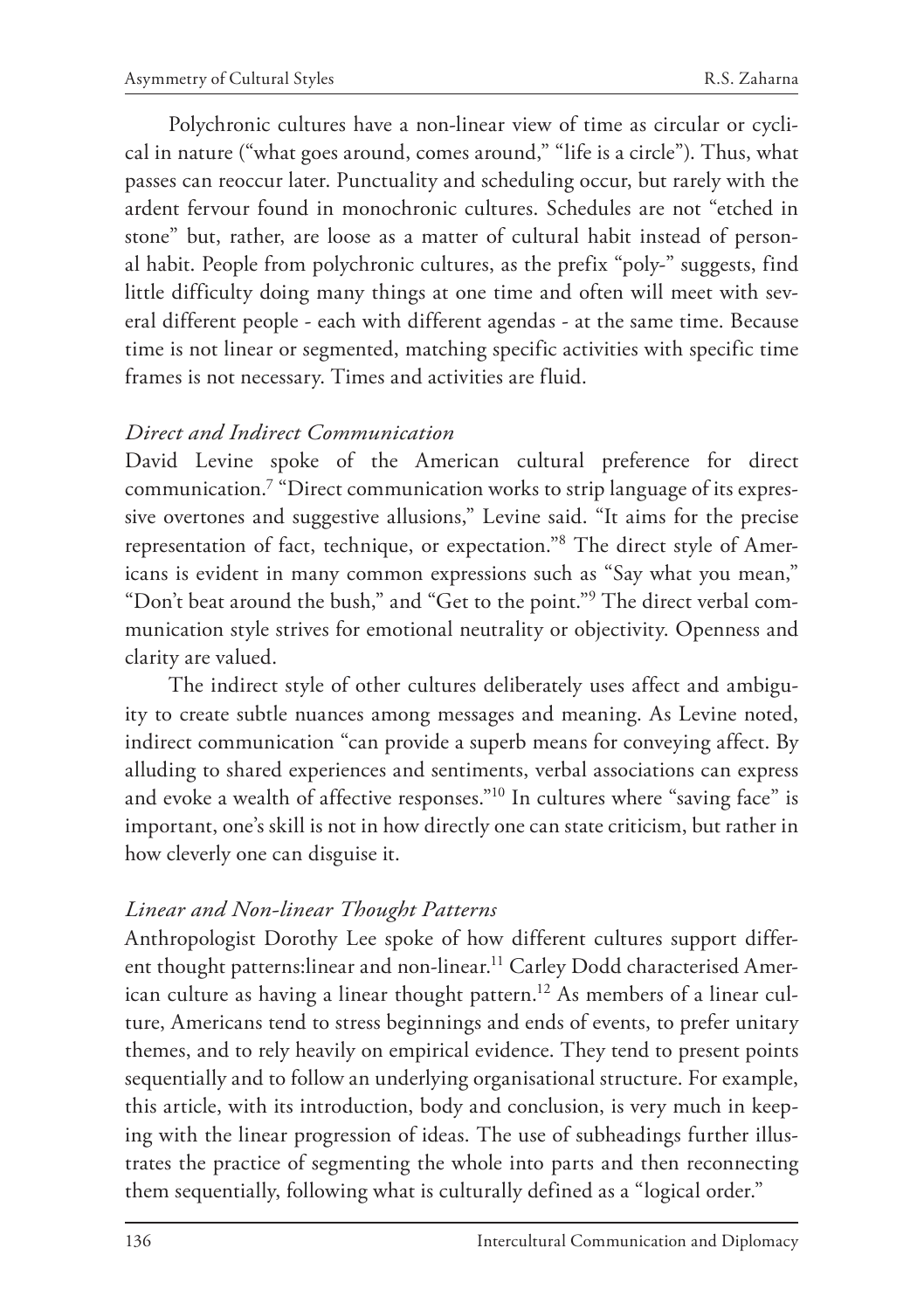Polychronic cultures have a non-linear view of time as circular or cyclical in nature ("what goes around, comes around," "life is a circle"). Thus, what passes can reoccur later. Punctuality and scheduling occur, but rarely with the ardent fervour found in monochronic cultures. Schedules are not "etched in stone" but, rather, are loose as a matter of cultural habit instead of personal habit. People from polychronic cultures, as the prefix "poly-" suggests, find little difficulty doing many things at one time and often will meet with several different people - each with different agendas - at the same time. Because time is not linear or segmented, matching specific activities with specific time frames is not necessary. Times and activities are fluid.

### *Direct and Indirect Communication*

David Levine spoke of the American cultural preference for direct communication.[7] "Direct communication works to strip language of its expressive overtones and suggestive allusions," Levine said. "It aims for the precise representation of fact, technique, or expectation."[8] The direct style of Americans is evident in many common expressions such as "Say what you mean," "Don't beat around the bush," and "Get to the point."[9] The direct verbal communication style strives for emotional neutrality or objectivity. Openness and clarity are valued.

The indirect style of other cultures deliberately uses affect and ambiguity to create subtle nuances among messages and meaning. As Levine noted, indirect communication "can provide a superb means for conveying affect. By alluding to shared experiences and sentiments, verbal associations can express and evoke a wealth of affective responses."[10] In cultures where "saving face" is important, one's skill is not in how directly one can state criticism, but rather in how cleverly one can disguise it.

### *Linear and Non-linear Thought Patterns*

Anthropologist Dorothy Lee spoke of how different cultures support different thought patterns:linear and non-linear.[11] Carley Dodd characterised American culture as having a linear thought pattern.[12] As members of a linear culture, Americans tend to stress beginnings and ends of events, to prefer unitary themes, and to rely heavily on empirical evidence. They tend to present points sequentially and to follow an underlying organisational structure. For example, this article, with its introduction, body and conclusion, is very much in keeping with the linear progression of ideas. The use of subheadings further illustrates the practice of segmenting the whole into parts and then reconnecting them sequentially, following what is culturally defined as a "logical order."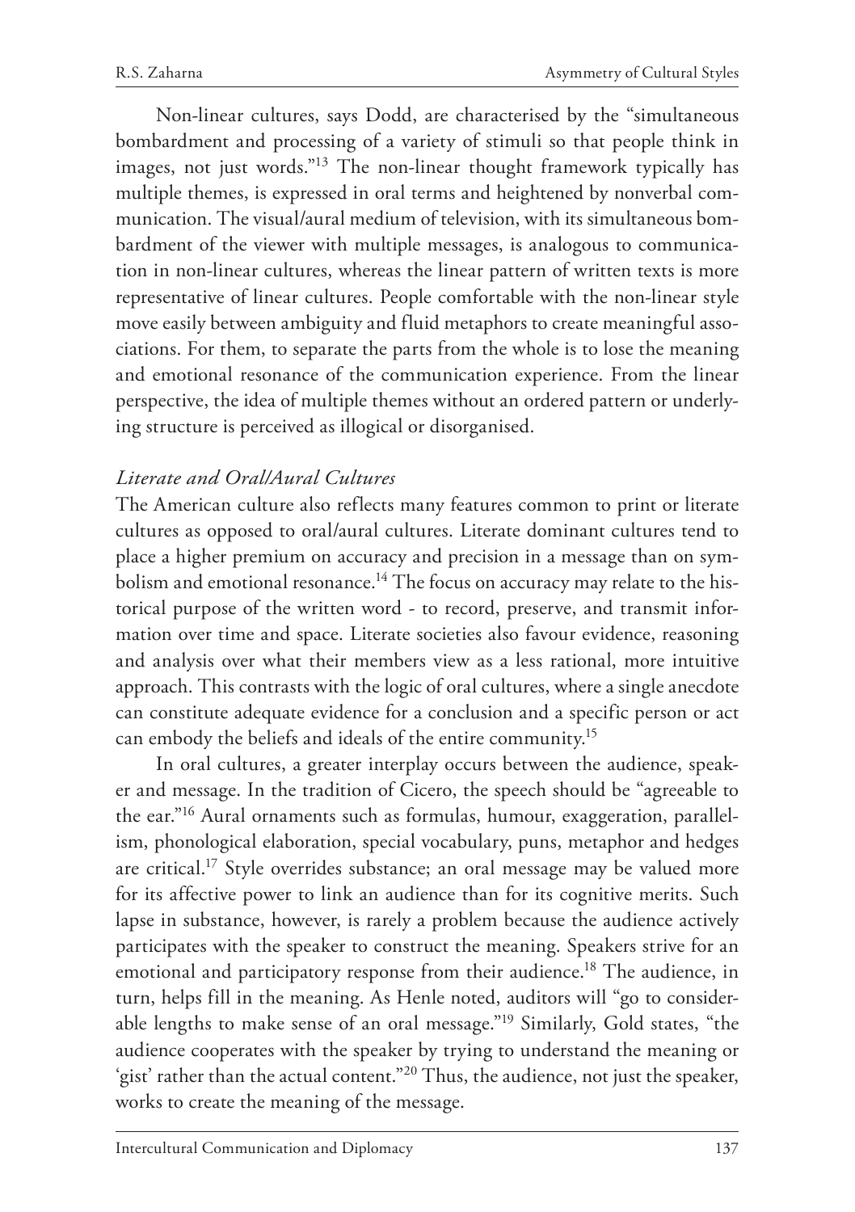Non-linear cultures, says Dodd, are characterised by the "simultaneous bombardment and processing of a variety of stimuli so that people think in images, not just words."[13] The non-linear thought framework typically has multiple themes, is expressed in oral terms and heightened by nonverbal communication. The visual/aural medium of television, with its simultaneous bombardment of the viewer with multiple messages, is analogous to communication in non-linear cultures, whereas the linear pattern of written texts is more representative of linear cultures. People comfortable with the non-linear style move easily between ambiguity and fluid metaphors to create meaningful associations. For them, to separate the parts from the whole is to lose the meaning and emotional resonance of the communication experience. From the linear perspective, the idea of multiple themes without an ordered pattern or underlying structure is perceived as illogical or disorganised.

### *Literate and Oral/Aural Cultures*

The American culture also reflects many features common to print or literate cultures as opposed to oral/aural cultures. Literate dominant cultures tend to place a higher premium on accuracy and precision in a message than on symbolism and emotional resonance.[14] The focus on accuracy may relate to the historical purpose of the written word - to record, preserve, and transmit information over time and space. Literate societies also favour evidence, reasoning and analysis over what their members view as a less rational, more intuitive approach. This contrasts with the logic of oral cultures, where a single anecdote can constitute adequate evidence for a conclusion and a specific person or act can embody the beliefs and ideals of the entire community.[15]

In oral cultures, a greater interplay occurs between the audience, speaker and message. In the tradition of Cicero, the speech should be "agreeable to the ear."[16] Aural ornaments such as formulas, humour, exaggeration, parallelism, phonological elaboration, special vocabulary, puns, metaphor and hedges are critical.[17] Style overrides substance; an oral message may be valued more for its affective power to link an audience than for its cognitive merits. Such lapse in substance, however, is rarely a problem because the audience actively participates with the speaker to construct the meaning. Speakers strive for an emotional and participatory response from their audience.[18] The audience, in turn, helps fill in the meaning. As Henle noted, auditors will "go to considerable lengths to make sense of an oral message."[19] Similarly, Gold states, "the audience cooperates with the speaker by trying to understand the meaning or 'gist' rather than the actual content."[20] Thus, the audience, not just the speaker, works to create the meaning of the message.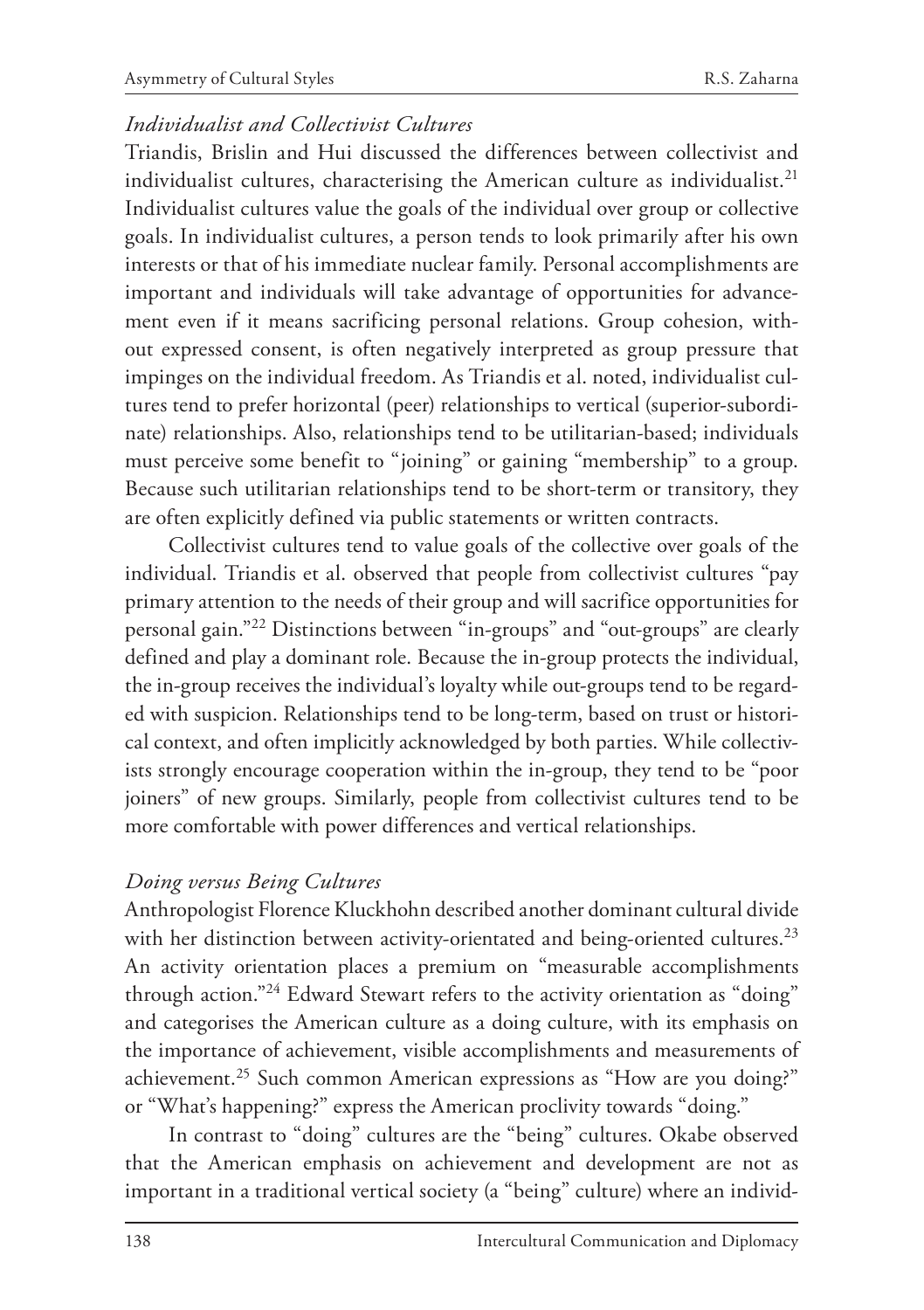### *Individualist and Collectivist Cultures*

Triandis, Brislin and Hui discussed the differences between collectivist and individualist cultures, characterising the American culture as individualist.[21] Individualist cultures value the goals of the individual over group or collective goals. In individualist cultures, a person tends to look primarily after his own interests or that of his immediate nuclear family. Personal accomplishments are important and individuals will take advantage of opportunities for advancement even if it means sacrificing personal relations. Group cohesion, without expressed consent, is often negatively interpreted as group pressure that impinges on the individual freedom. As Triandis et al. noted, individualist cultures tend to prefer horizontal (peer) relationships to vertical (superior-subordinate) relationships. Also, relationships tend to be utilitarian-based; individuals must perceive some benefit to "joining" or gaining "membership" to a group. Because such utilitarian relationships tend to be short-term or transitory, they are often explicitly defined via public statements or written contracts.

Collectivist cultures tend to value goals of the collective over goals of the individual. Triandis et al. observed that people from collectivist cultures "pay primary attention to the needs of their group and will sacrifice opportunities for personal gain."[22] Distinctions between "in-groups" and "out-groups" are clearly defined and play a dominant role. Because the in-group protects the individual, the in-group receives the individual's loyalty while out-groups tend to be regarded with suspicion. Relationships tend to be long-term, based on trust or historical context, and often implicitly acknowledged by both parties. While collectivists strongly encourage cooperation within the in-group, they tend to be "poor joiners" of new groups. Similarly, people from collectivist cultures tend to be more comfortable with power differences and vertical relationships.

### *Doing versus Being Cultures*

Anthropologist Florence Kluckhohn described another dominant cultural divide with her distinction between activity-orientated and being-oriented cultures.[23] An activity orientation places a premium on "measurable accomplishments through action."[24] Edward Stewart refers to the activity orientation as "doing" and categorises the American culture as a doing culture, with its emphasis on the importance of achievement, visible accomplishments and measurements of achievement.[25] Such common American expressions as "How are you doing?" or "What's happening?" express the American proclivity towards "doing."

In contrast to "doing" cultures are the "being" cultures. Okabe observed that the American emphasis on achievement and development are not as important in a traditional vertical society (a "being" culture) where an individ-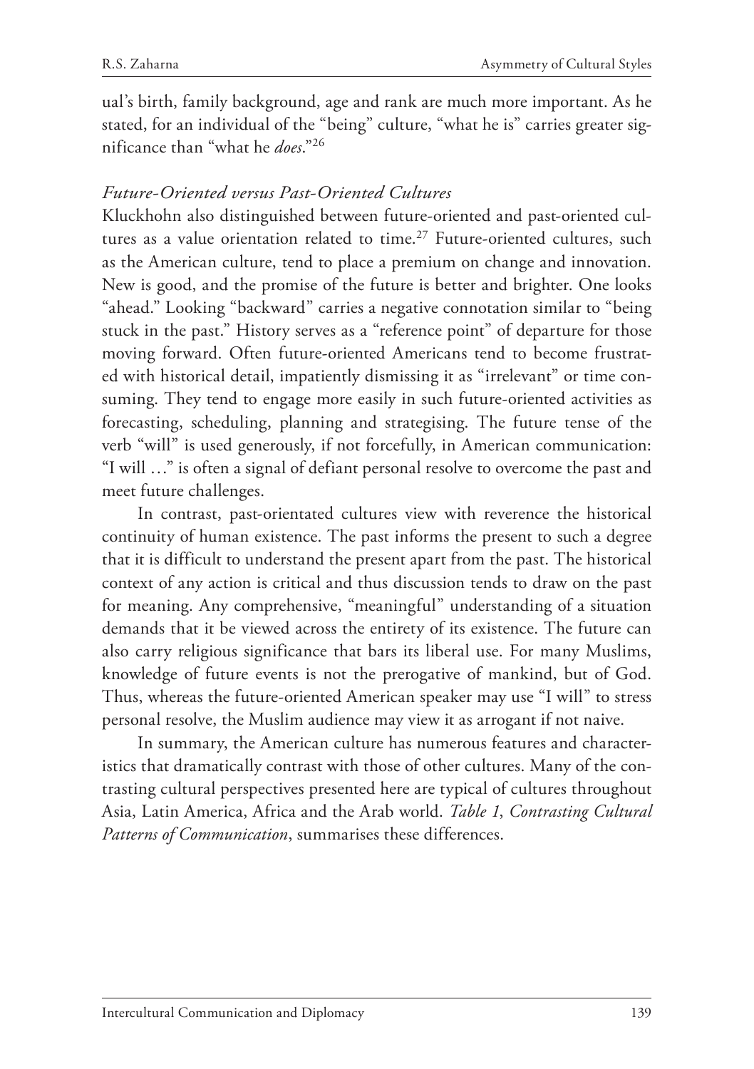ual's birth, family background, age and rank are much more important. As he stated, for an individual of the "being" culture, "what he is" carries greater significance than "what he *does*."[26]

### *Future-Oriented versus Past-Oriented Cultures*

Kluckhohn also distinguished between future-oriented and past-oriented cultures as a value orientation related to time.[27] Future-oriented cultures, such as the American culture, tend to place a premium on change and innovation. New is good, and the promise of the future is better and brighter. One looks "ahead." Looking "backward" carries a negative connotation similar to "being stuck in the past." History serves as a "reference point" of departure for those moving forward. Often future-oriented Americans tend to become frustrated with historical detail, impatiently dismissing it as "irrelevant" or time consuming. They tend to engage more easily in such future-oriented activities as forecasting, scheduling, planning and strategising. The future tense of the verb "will" is used generously, if not forcefully, in American communication: "I will …" is often a signal of defiant personal resolve to overcome the past and meet future challenges.

In contrast, past-orientated cultures view with reverence the historical continuity of human existence. The past informs the present to such a degree that it is difficult to understand the present apart from the past. The historical context of any action is critical and thus discussion tends to draw on the past for meaning. Any comprehensive, "meaningful" understanding of a situation demands that it be viewed across the entirety of its existence. The future can also carry religious significance that bars its liberal use. For many Muslims, knowledge of future events is not the prerogative of mankind, but of God. Thus, whereas the future-oriented American speaker may use "I will" to stress personal resolve, the Muslim audience may view it as arrogant if not naive.

In summary, the American culture has numerous features and characteristics that dramatically contrast with those of other cultures. Many of the contrasting cultural perspectives presented here are typical of cultures throughout Asia, Latin America, Africa and the Arab world. *Table 1*, *Contrasting Cultural Patterns of Communication*, summarises these differences.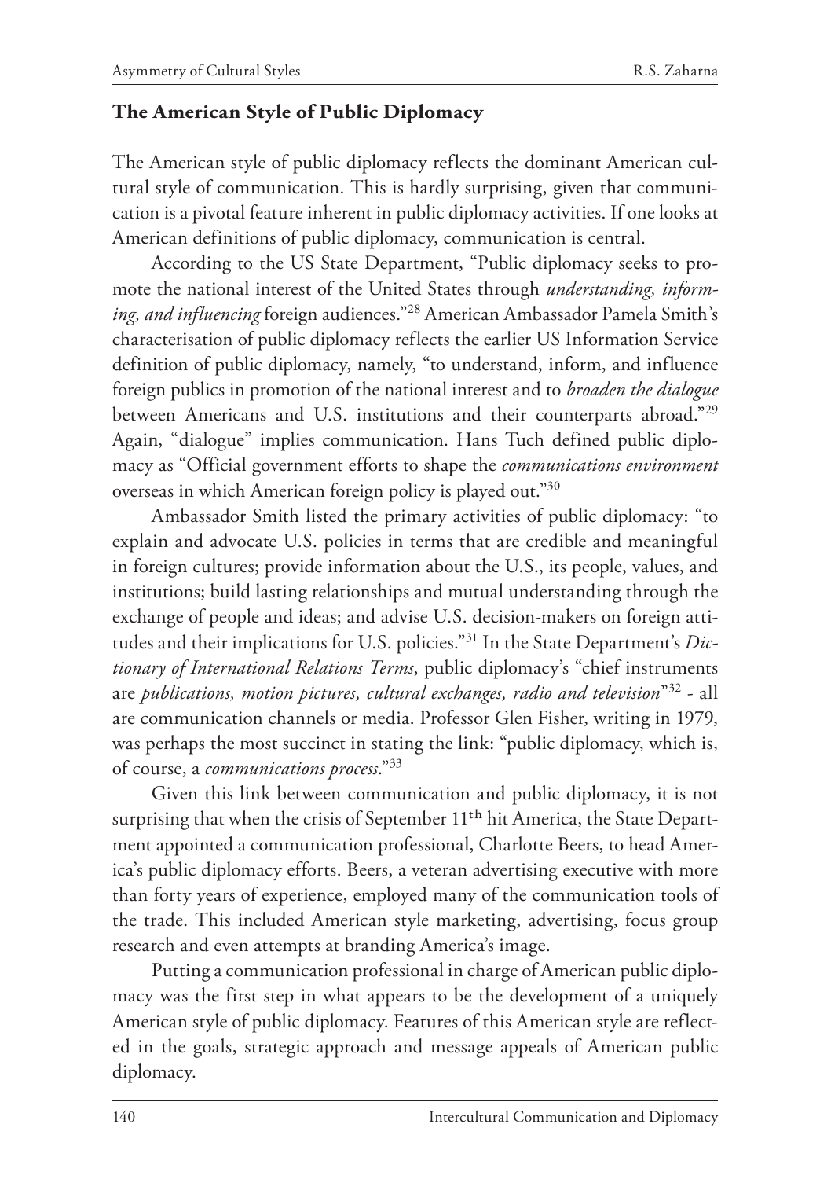## The American Style of Public Diplomacy

The American style of public diplomacy reflects the dominant American cultural style of communication. This is hardly surprising, given that communication is a pivotal feature inherent in public diplomacy activities. If one looks at American definitions of public diplomacy, communication is central.

According to the US State Department, "Public diplomacy seeks to promote the national interest of the United States through *understanding, informing, and influencing* foreign audiences."[28] American Ambassador Pamela Smith's characterisation of public diplomacy reflects the earlier US Information Service definition of public diplomacy, namely, "to understand, inform, and influence foreign publics in promotion of the national interest and to *broaden the dialogue* between Americans and U.S. institutions and their counterparts abroad."[29] Again, "dialogue" implies communication. Hans Tuch defined public diplomacy as "Official government efforts to shape the *communications environment* overseas in which American foreign policy is played out."[30]

Ambassador Smith listed the primary activities of public diplomacy: "to explain and advocate U.S. policies in terms that are credible and meaningful in foreign cultures; provide information about the U.S., its people, values, and institutions; build lasting relationships and mutual understanding through the exchange of people and ideas; and advise U.S. decision-makers on foreign attitudes and their implications for U.S. policies."[31] In the State Department's *Dictionary of International Relations Terms*, public diplomacy's "chief instruments are *publications, motion pictures, cultural exchanges, radio and television*"[32] - all are communication channels or media. Professor Glen Fisher, writing in 1979, was perhaps the most succinct in stating the link: "public diplomacy, which is, of course, a *communications process*."[33]

Given this link between communication and public diplomacy, it is not surprising that when the crisis of September 11th hit America, the State Department appointed a communication professional, Charlotte Beers, to head America's public diplomacy efforts. Beers, a veteran advertising executive with more than forty years of experience, employed many of the communication tools of the trade. This included American style marketing, advertising, focus group research and even attempts at branding America's image.

Putting a communication professional in charge of American public diplomacy was the first step in what appears to be the development of a uniquely American style of public diplomacy. Features of this American style are reflected in the goals, strategic approach and message appeals of American public diplomacy.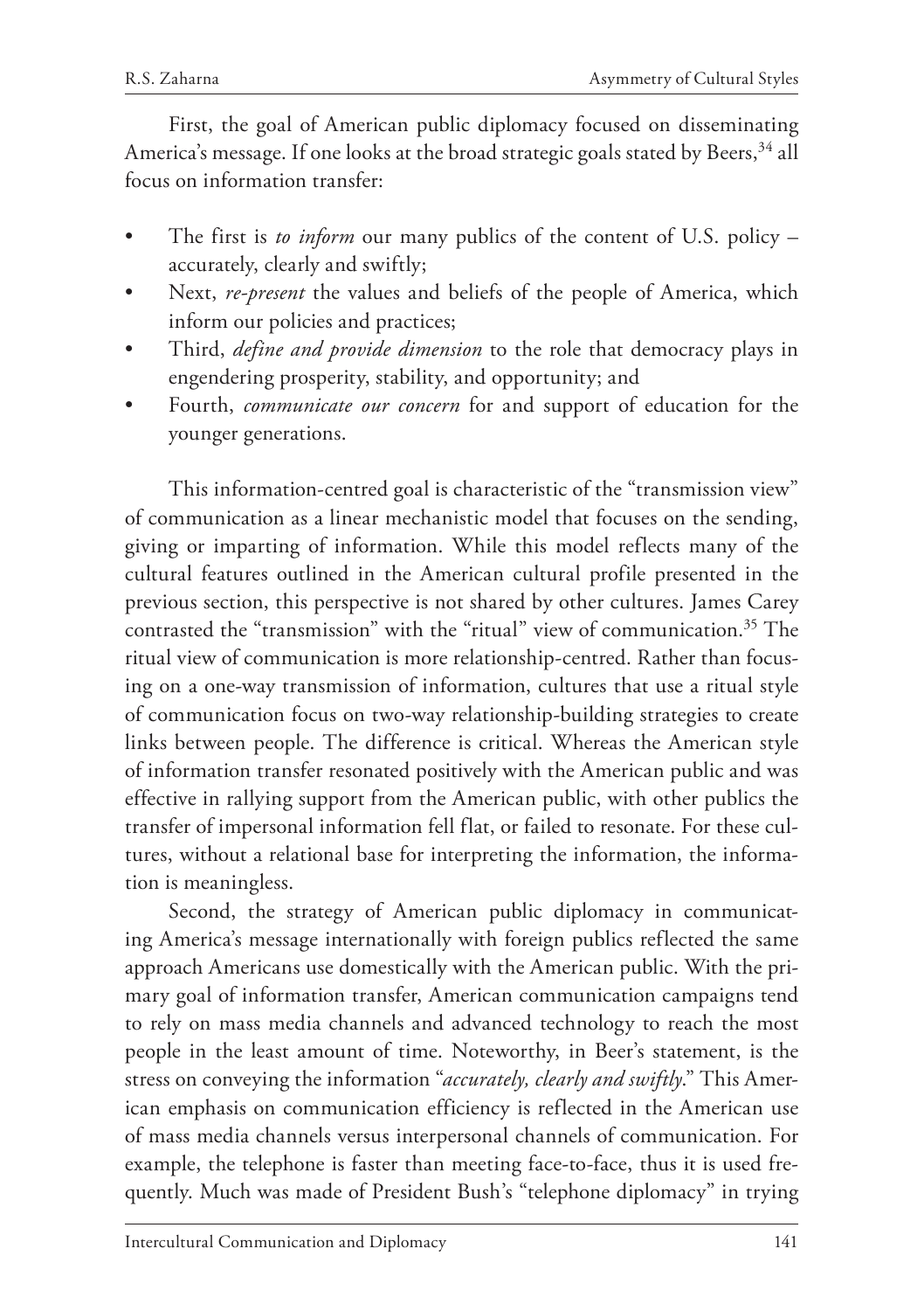First, the goal of American public diplomacy focused on disseminating America's message. If one looks at the broad strategic goals stated by Beers,[34] all focus on information transfer:

- The first is *to inform* our many publics of the content of U.S. policy – accurately, clearly and swiftly;
- Next, *re-present* the values and beliefs of the people of America, which inform our policies and practices;
- Third, *define and provide dimension* to the role that democracy plays in engendering prosperity, stability, and opportunity; and
- Fourth, *communicate our concern* for and support of education for the younger generations.

This information-centred goal is characteristic of the "transmission view" of communication as a linear mechanistic model that focuses on the sending, giving or imparting of information. While this model reflects many of the cultural features outlined in the American cultural profile presented in the previous section, this perspective is not shared by other cultures. James Carey contrasted the "transmission" with the "ritual" view of communication.[35] The ritual view of communication is more relationship-centred. Rather than focusing on a one-way transmission of information, cultures that use a ritual style of communication focus on two-way relationship-building strategies to create links between people. The difference is critical. Whereas the American style of information transfer resonated positively with the American public and was effective in rallying support from the American public, with other publics the transfer of impersonal information fell flat, or failed to resonate. For these cultures, without a relational base for interpreting the information, the information is meaningless.

Second, the strategy of American public diplomacy in communicating America's message internationally with foreign publics reflected the same approach Americans use domestically with the American public. With the primary goal of information transfer, American communication campaigns tend to rely on mass media channels and advanced technology to reach the most people in the least amount of time. Noteworthy, in Beer's statement, is the stress on conveying the information "*accurately, clearly and swiftly*." This American emphasis on communication efficiency is reflected in the American use of mass media channels versus interpersonal channels of communication. For example, the telephone is faster than meeting face-to-face, thus it is used frequently. Much was made of President Bush's "telephone diplomacy" in trying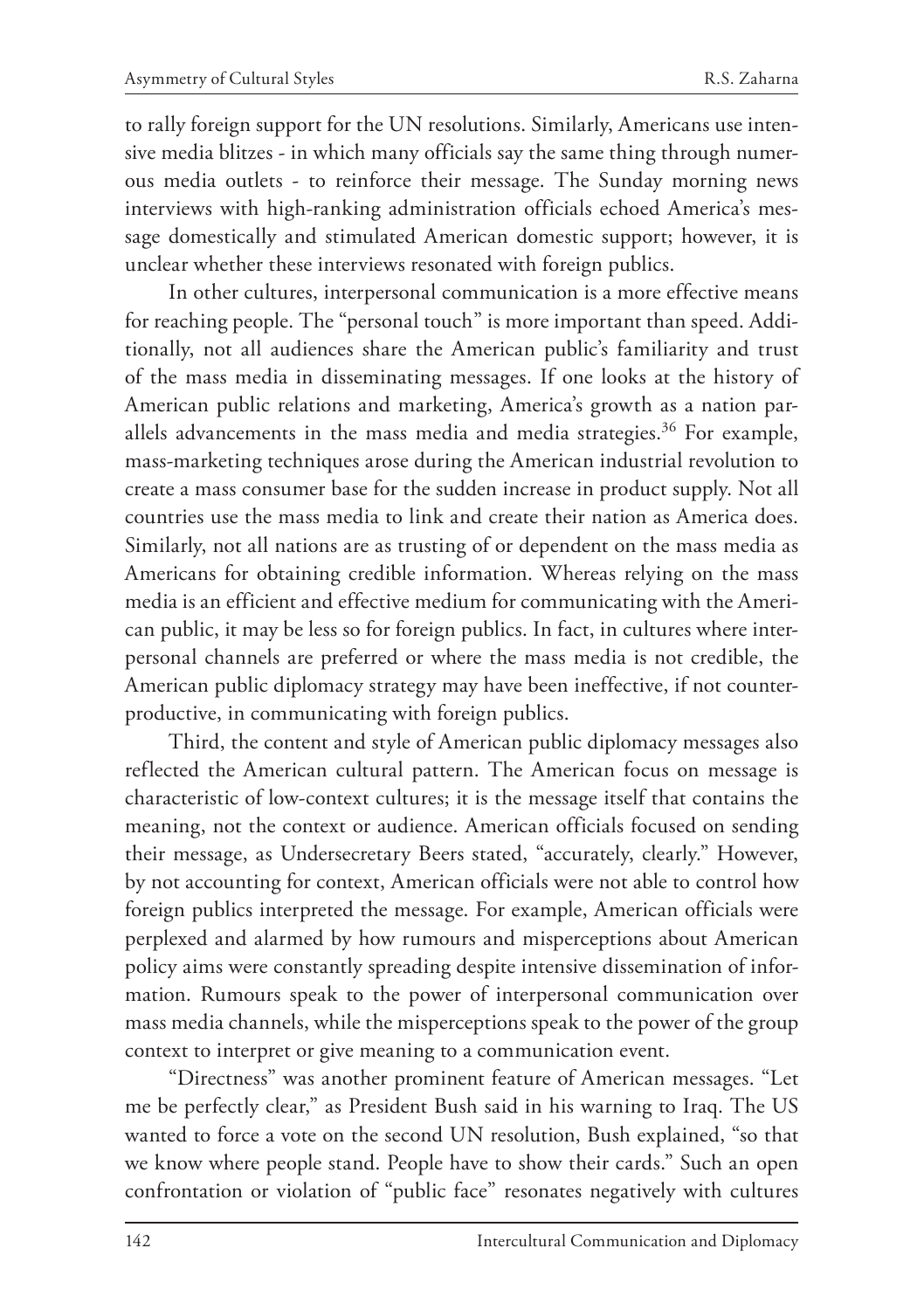to rally foreign support for the UN resolutions. Similarly, Americans use intensive media blitzes - in which many officials say the same thing through numerous media outlets - to reinforce their message. The Sunday morning news interviews with high-ranking administration officials echoed America's message domestically and stimulated American domestic support; however, it is unclear whether these interviews resonated with foreign publics.

In other cultures, interpersonal communication is a more effective means for reaching people. The "personal touch" is more important than speed. Additionally, not all audiences share the American public's familiarity and trust of the mass media in disseminating messages. If one looks at the history of American public relations and marketing, America's growth as a nation parallels advancements in the mass media and media strategies.[36] For example, mass-marketing techniques arose during the American industrial revolution to create a mass consumer base for the sudden increase in product supply. Not all countries use the mass media to link and create their nation as America does. Similarly, not all nations are as trusting of or dependent on the mass media as Americans for obtaining credible information. Whereas relying on the mass media is an efficient and effective medium for communicating with the American public, it may be less so for foreign publics. In fact, in cultures where interpersonal channels are preferred or where the mass media is not credible, the American public diplomacy strategy may have been ineffective, if not counterproductive, in communicating with foreign publics.

Third, the content and style of American public diplomacy messages also reflected the American cultural pattern. The American focus on message is characteristic of low-context cultures; it is the message itself that contains the meaning, not the context or audience. American officials focused on sending their message, as Undersecretary Beers stated, "accurately, clearly." However, by not accounting for context, American officials were not able to control how foreign publics interpreted the message. For example, American officials were perplexed and alarmed by how rumours and misperceptions about American policy aims were constantly spreading despite intensive dissemination of information. Rumours speak to the power of interpersonal communication over mass media channels, while the misperceptions speak to the power of the group context to interpret or give meaning to a communication event.

"Directness" was another prominent feature of American messages. "Let me be perfectly clear," as President Bush said in his warning to Iraq. The US wanted to force a vote on the second UN resolution, Bush explained, "so that we know where people stand. People have to show their cards." Such an open confrontation or violation of "public face" resonates negatively with cultures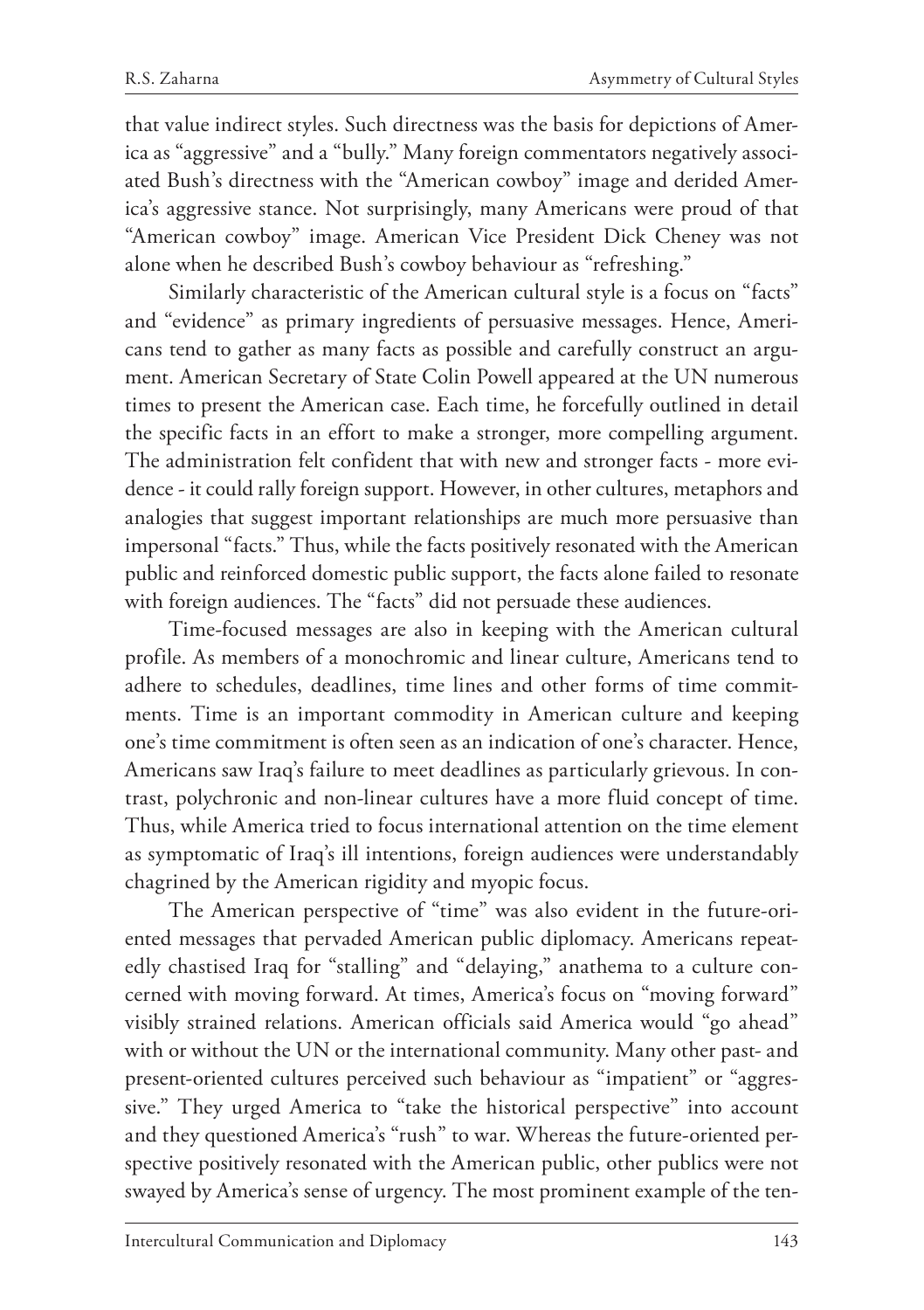that value indirect styles. Such directness was the basis for depictions of America as "aggressive" and a "bully." Many foreign commentators negatively associated Bush's directness with the "American cowboy" image and derided America's aggressive stance. Not surprisingly, many Americans were proud of that "American cowboy" image. American Vice President Dick Cheney was not alone when he described Bush's cowboy behaviour as "refreshing."

Similarly characteristic of the American cultural style is a focus on "facts" and "evidence" as primary ingredients of persuasive messages. Hence, Americans tend to gather as many facts as possible and carefully construct an argument. American Secretary of State Colin Powell appeared at the UN numerous times to present the American case. Each time, he forcefully outlined in detail the specific facts in an effort to make a stronger, more compelling argument. The administration felt confident that with new and stronger facts - more evidence - it could rally foreign support. However, in other cultures, metaphors and analogies that suggest important relationships are much more persuasive than impersonal "facts." Thus, while the facts positively resonated with the American public and reinforced domestic public support, the facts alone failed to resonate with foreign audiences. The "facts" did not persuade these audiences.

Time-focused messages are also in keeping with the American cultural profile. As members of a monochromic and linear culture, Americans tend to adhere to schedules, deadlines, time lines and other forms of time commitments. Time is an important commodity in American culture and keeping one's time commitment is often seen as an indication of one's character. Hence, Americans saw Iraq's failure to meet deadlines as particularly grievous. In contrast, polychronic and non-linear cultures have a more fluid concept of time. Thus, while America tried to focus international attention on the time element as symptomatic of Iraq's ill intentions, foreign audiences were understandably chagrined by the American rigidity and myopic focus.

The American perspective of "time" was also evident in the future-oriented messages that pervaded American public diplomacy. Americans repeatedly chastised Iraq for "stalling" and "delaying," anathema to a culture concerned with moving forward. At times, America's focus on "moving forward" visibly strained relations. American officials said America would "go ahead" with or without the UN or the international community. Many other past- and present-oriented cultures perceived such behaviour as "impatient" or "aggressive." They urged America to "take the historical perspective" into account and they questioned America's "rush" to war. Whereas the future-oriented perspective positively resonated with the American public, other publics were not swayed by America's sense of urgency. The most prominent example of the ten-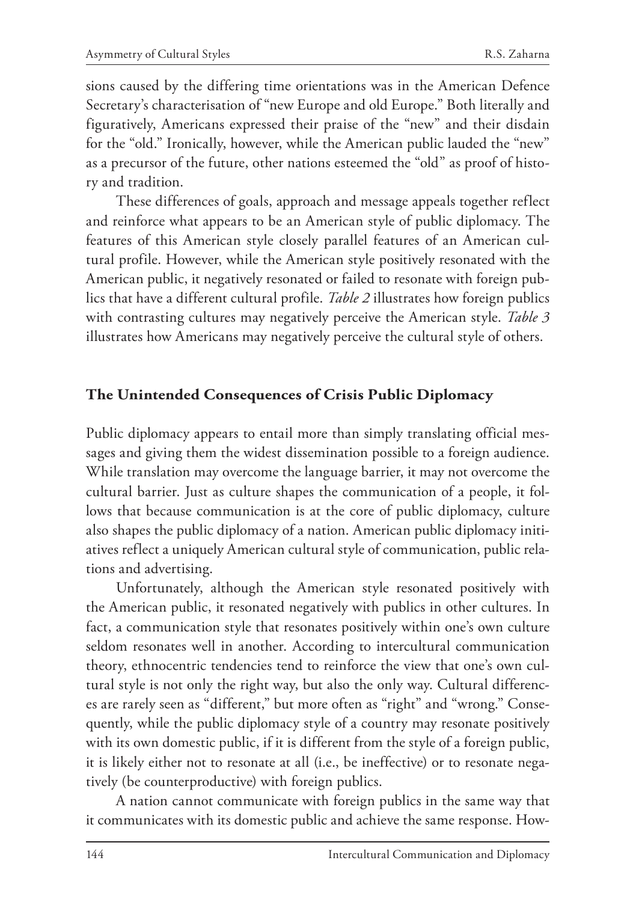sions caused by the differing time orientations was in the American Defence Secretary's characterisation of "new Europe and old Europe." Both literally and figuratively, Americans expressed their praise of the "new" and their disdain for the "old." Ironically, however, while the American public lauded the "new" as a precursor of the future, other nations esteemed the "old" as proof of history and tradition.

These differences of goals, approach and message appeals together reflect and reinforce what appears to be an American style of public diplomacy. The features of this American style closely parallel features of an American cultural profile. However, while the American style positively resonated with the American public, it negatively resonated or failed to resonate with foreign publics that have a different cultural profile. *Table 2* illustrates how foreign publics with contrasting cultures may negatively perceive the American style. *Table 3* illustrates how Americans may negatively perceive the cultural style of others.

## The Unintended Consequences of Crisis Public Diplomacy

Public diplomacy appears to entail more than simply translating official messages and giving them the widest dissemination possible to a foreign audience. While translation may overcome the language barrier, it may not overcome the cultural barrier. Just as culture shapes the communication of a people, it follows that because communication is at the core of public diplomacy, culture also shapes the public diplomacy of a nation. American public diplomacy initiatives reflect a uniquely American cultural style of communication, public relations and advertising.

Unfortunately, although the American style resonated positively with the American public, it resonated negatively with publics in other cultures. In fact, a communication style that resonates positively within one's own culture seldom resonates well in another. According to intercultural communication theory, ethnocentric tendencies tend to reinforce the view that one's own cultural style is not only the right way, but also the only way. Cultural differences are rarely seen as "different," but more often as "right" and "wrong." Consequently, while the public diplomacy style of a country may resonate positively with its own domestic public, if it is different from the style of a foreign public, it is likely either not to resonate at all (i.e., be ineffective) or to resonate negatively (be counterproductive) with foreign publics.

A nation cannot communicate with foreign publics in the same way that it communicates with its domestic public and achieve the same response. How-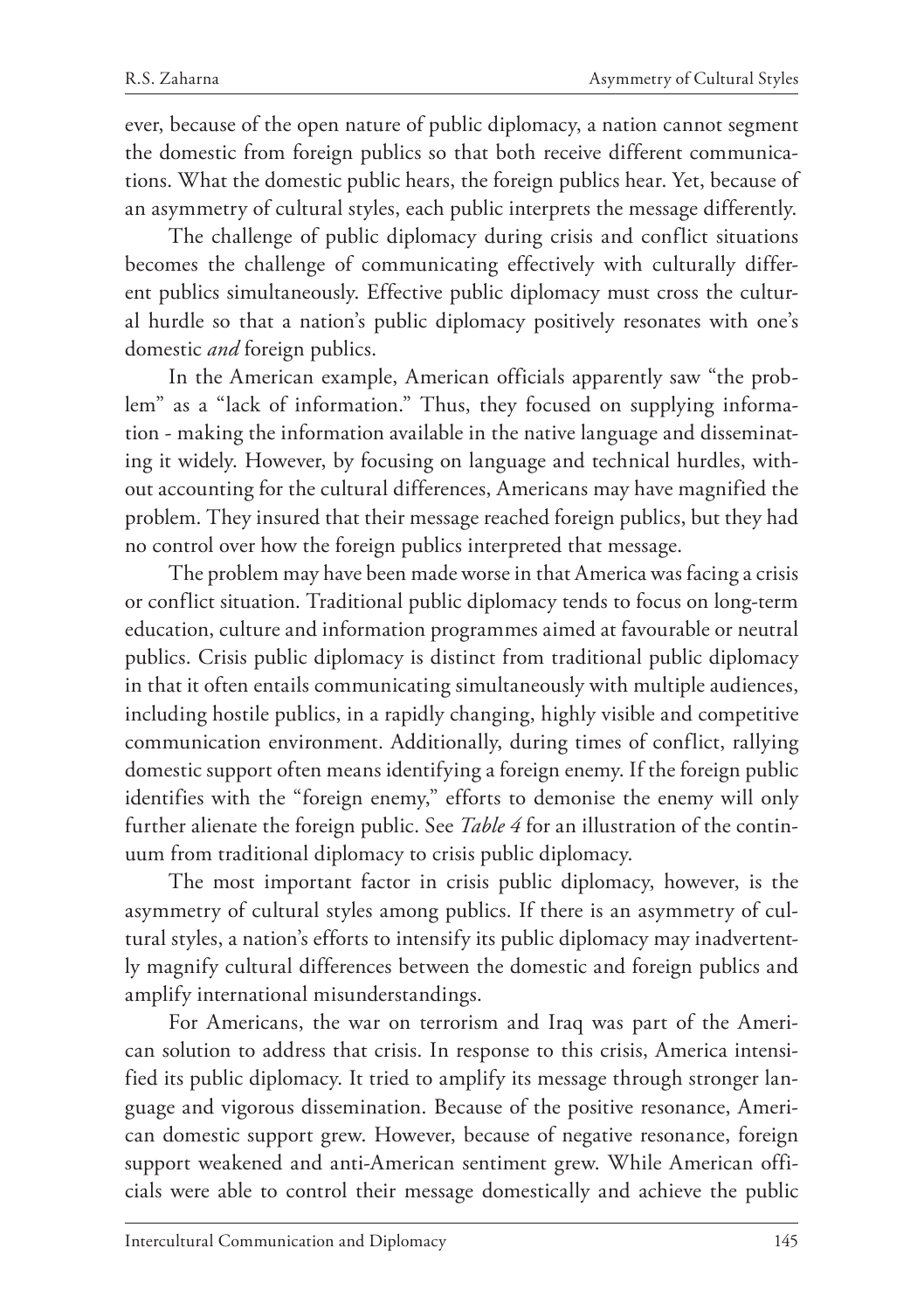ever, because of the open nature of public diplomacy, a nation cannot segment the domestic from foreign publics so that both receive different communications. What the domestic public hears, the foreign publics hear. Yet, because of an asymmetry of cultural styles, each public interprets the message differently.

The challenge of public diplomacy during crisis and conflict situations becomes the challenge of communicating effectively with culturally different publics simultaneously. Effective public diplomacy must cross the cultural hurdle so that a nation's public diplomacy positively resonates with one's domestic *and* foreign publics.

In the American example, American officials apparently saw "the problem" as a "lack of information." Thus, they focused on supplying information - making the information available in the native language and disseminating it widely. However, by focusing on language and technical hurdles, without accounting for the cultural differences, Americans may have magnified the problem. They insured that their message reached foreign publics, but they had no control over how the foreign publics interpreted that message.

The problem may have been made worse in that America was facing a crisis or conflict situation. Traditional public diplomacy tends to focus on long-term education, culture and information programmes aimed at favourable or neutral publics. Crisis public diplomacy is distinct from traditional public diplomacy in that it often entails communicating simultaneously with multiple audiences, including hostile publics, in a rapidly changing, highly visible and competitive communication environment. Additionally, during times of conflict, rallying domestic support often means identifying a foreign enemy. If the foreign public identifies with the "foreign enemy," efforts to demonise the enemy will only further alienate the foreign public. See *Table 4* for an illustration of the continuum from traditional diplomacy to crisis public diplomacy.

The most important factor in crisis public diplomacy, however, is the asymmetry of cultural styles among publics. If there is an asymmetry of cultural styles, a nation's efforts to intensify its public diplomacy may inadvertently magnify cultural differences between the domestic and foreign publics and amplify international misunderstandings.

For Americans, the war on terrorism and Iraq was part of the American solution to address that crisis. In response to this crisis, America intensified its public diplomacy. It tried to amplify its message through stronger language and vigorous dissemination. Because of the positive resonance, American domestic support grew. However, because of negative resonance, foreign support weakened and anti-American sentiment grew. While American officials were able to control their message domestically and achieve the public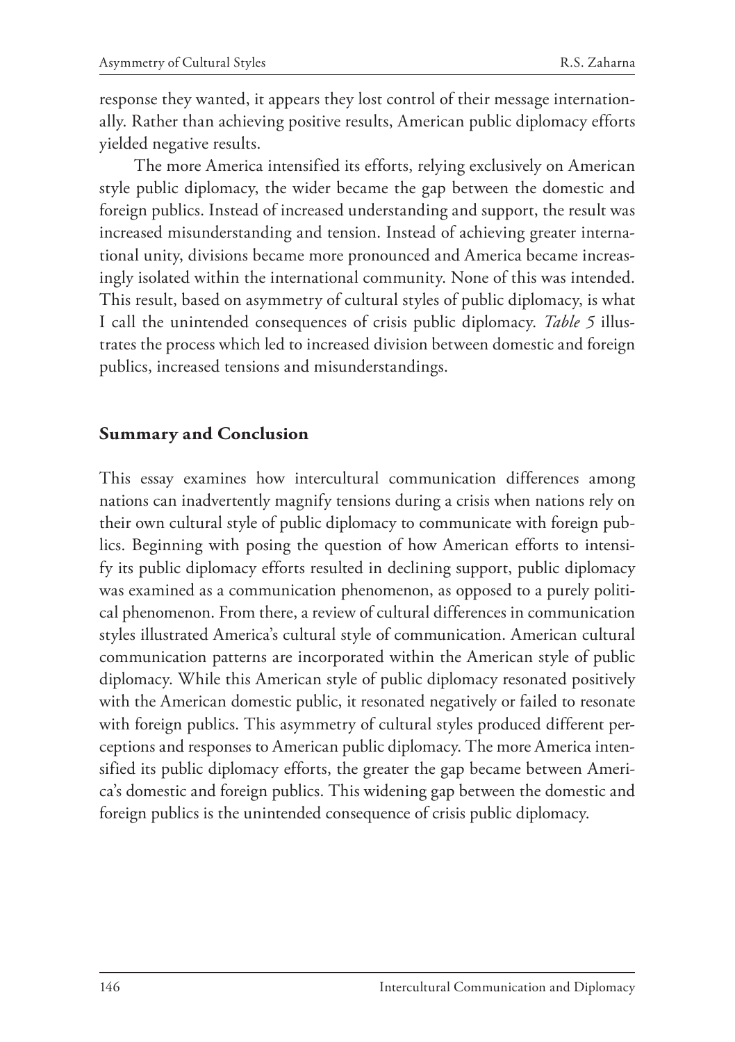response they wanted, it appears they lost control of their message internationally. Rather than achieving positive results, American public diplomacy efforts yielded negative results.

The more America intensified its efforts, relying exclusively on American style public diplomacy, the wider became the gap between the domestic and foreign publics. Instead of increased understanding and support, the result was increased misunderstanding and tension. Instead of achieving greater international unity, divisions became more pronounced and America became increasingly isolated within the international community. None of this was intended. This result, based on asymmetry of cultural styles of public diplomacy, is what I call the unintended consequences of crisis public diplomacy. *Table 5* illustrates the process which led to increased division between domestic and foreign publics, increased tensions and misunderstandings.

## Summary and Conclusion

This essay examines how intercultural communication differences among nations can inadvertently magnify tensions during a crisis when nations rely on their own cultural style of public diplomacy to communicate with foreign publics. Beginning with posing the question of how American efforts to intensify its public diplomacy efforts resulted in declining support, public diplomacy was examined as a communication phenomenon, as opposed to a purely political phenomenon. From there, a review of cultural differences in communication styles illustrated America's cultural style of communication. American cultural communication patterns are incorporated within the American style of public diplomacy. While this American style of public diplomacy resonated positively with the American domestic public, it resonated negatively or failed to resonate with foreign publics. This asymmetry of cultural styles produced different perceptions and responses to American public diplomacy. The more America intensified its public diplomacy efforts, the greater the gap became between America's domestic and foreign publics. This widening gap between the domestic and foreign publics is the unintended consequence of crisis public diplomacy.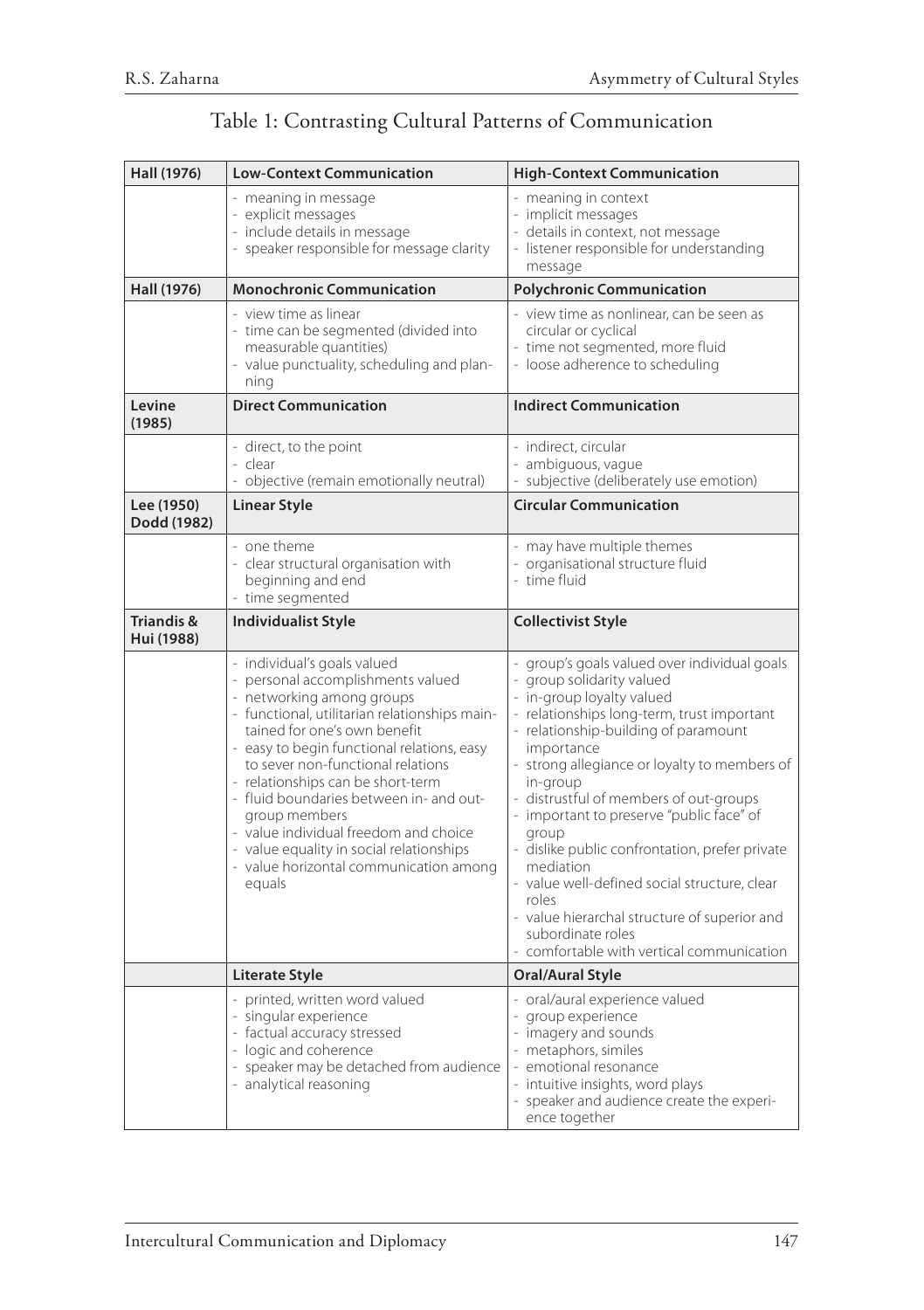# Table 1: Contrasting Cultural Patterns of Communication

| | | |
|---|---|---|
| **Hall (1976)** | **Low-Context Communication** | **High-Context Communication** |
| | - meaning in message<br>- explicit messages<br>- include details in message<br>- speaker responsible for message clarity | - meaning in context<br>- implicit messages<br>- details in context, not message<br>- listener responsible for understanding message |
| **Hall (1976)** | **Monochronic Communication** | **Polychronic Communication** |
| | - view time as linear<br>- time can be segmented (divided into measurable quantities)<br>- value punctuality, scheduling and planning | - view time as nonlinear, can be seen as circular or cyclical<br>- time not segmented, more fluid<br>- loose adherence to scheduling |
| **Levine (1985)** | **Direct Communication** | **Indirect Communication** |
| | - direct, to the point<br>- clear<br>- objective (remain emotionally neutral) | - indirect, circular<br>- ambiguous, vague<br>- subjective (deliberately use emotion) |
| **Lee (1950) Dodd (1982)** | **Linear Style** | **Circular Communication** |
| | - one theme<br>- clear structural organisation with beginning and end<br>- time segmented | - may have multiple themes<br>- organisational structure fluid<br>- time fluid |
| **Triandis & Hui (1988)** | **Individualist Style** | **Collectivist Style** |
| | - individual's goals valued<br>- personal accomplishments valued<br>- networking among groups<br>- functional, utilitarian relationships maintained for one's own benefit<br>- easy to begin functional relations, easy to sever non-functional relations<br>- relationships can be short-term<br>- fluid boundaries between in- and out-group members<br>- value individual freedom and choice<br>- value equality in social relationships<br>- value horizontal communication among equals | - group's goals valued over individual goals<br>- group solidarity valued<br>- in-group loyalty valued<br>- relationships long-term, trust important<br>- relationship-building of paramount importance<br>- strong allegiance or loyalty to members of in-group<br>- distrustful of members of out-groups<br>- important to preserve "public face" of group<br>- dislike public confrontation, prefer private mediation<br>- value well-defined social structure, clear roles<br>- value hierarchal structure of superior and subordinate roles<br>- comfortable with vertical communication |
| | **Literate Style** | **Oral/Aural Style** |
| | - printed, written word valued<br>- singular experience<br>- factual accuracy stressed<br>- logic and coherence<br>- speaker may be detached from audience<br>- analytical reasoning | - oral/aural experience valued<br>- group experience<br>- imagery and sounds<br>- metaphors, similes<br>- emotional resonance<br>- intuitive insights, word plays<br>- speaker and audience create the experience together |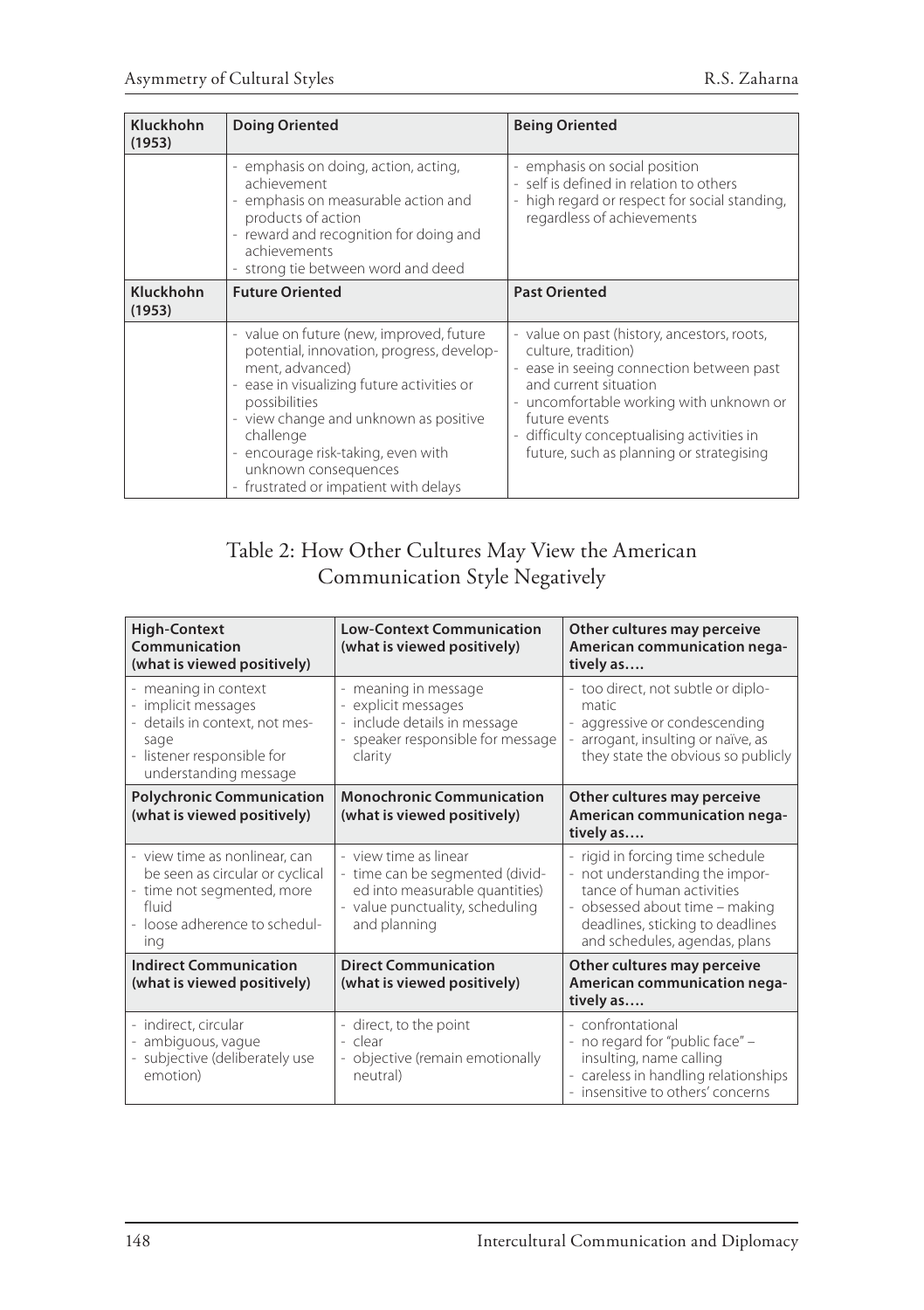| Kluckhohn (1953) | Doing Oriented | Being Oriented |
|---|---|---|
| | - emphasis on doing, action, acting, achievement<br>- emphasis on measurable action and products of action<br>- reward and recognition for doing and achievements<br>- strong tie between word and deed | - emphasis on social position<br>- self is defined in relation to others<br>- high regard or respect for social standing, regardless of achievements |
| **Kluckhohn (1953)** | **Future Oriented** | **Past Oriented** |
| | - value on future (new, improved, future potential, innovation, progress, development, advanced)<br>- ease in visualizing future activities or possibilities<br>- view change and unknown as positive challenge<br>- encourage risk-taking, even with unknown consequences<br>- frustrated or impatient with delays | - value on past (history, ancestors, roots, culture, tradition)<br>- ease in seeing connection between past and current situation<br>- uncomfortable working with unknown or future events<br>- difficulty conceptualising activities in future, such as planning or strategising |

## Table 2: How Other Cultures May View the American Communication Style Negatively

| High-Context Communication (what is viewed positively) | Low-Context Communication (what is viewed positively) | Other cultures may perceive American communication negatively as…. |
|---|---|---|
| - meaning in context<br>- implicit messages<br>- details in context, not message<br>- listener responsible for understanding message | - meaning in message<br>- explicit messages<br>- include details in message<br>- speaker responsible for message clarity | - too direct, not subtle or diplomatic<br>- aggressive or condescending<br>- arrogant, insulting or naïve, as they state the obvious so publicly |
| **Polychronic Communication (what is viewed positively)** | **Monochronic Communication (what is viewed positively)** | **Other cultures may perceive American communication negatively as….** |
| - view time as nonlinear, can be seen as circular or cyclical<br>- time not segmented, more fluid<br>- loose adherence to scheduling | - view time as linear<br>- time can be segmented (divided into measurable quantities)<br>- value punctuality, scheduling and planning | - rigid in forcing time schedule<br>- not understanding the importance of human activities<br>- obsessed about time – making deadlines, sticking to deadlines and schedules, agendas, plans |
| **Indirect Communication (what is viewed positively)** | **Direct Communication (what is viewed positively)** | **Other cultures may perceive American communication negatively as….** |
| - indirect, circular<br>- ambiguous, vague<br>- subjective (deliberately use emotion) | - direct, to the point<br>- clear<br>- objective (remain emotionally neutral) | - confrontational<br>- no regard for "public face" – insulting, name calling<br>- careless in handling relationships<br>- insensitive to others' concerns |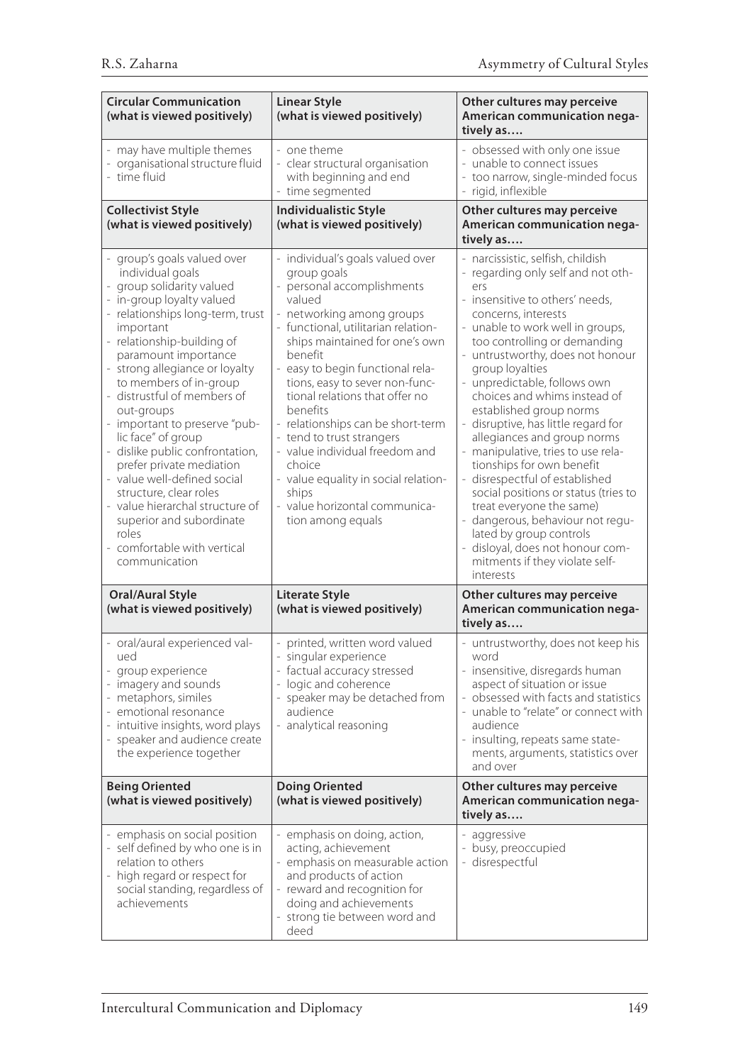| Circular Communication (what is viewed positively) | Linear Style (what is viewed positively) | Other cultures may perceive American communication negatively as…. |
|---|---|---|
| - may have multiple themes<br>- organisational structure fluid<br>- time fluid | - one theme<br>- clear structural organisation with beginning and end<br>- time segmented | - obsessed with only one issue<br>- unable to connect issues<br>- too narrow, single-minded focus<br>- rigid, inflexible |
| **Collectivist Style (what is viewed positively)** | **Individualistic Style (what is viewed positively)** | **Other cultures may perceive American communication negatively as….** |
| - group's goals valued over individual goals<br>- group solidarity valued<br>- in-group loyalty valued<br>- relationships long-term, trust important<br>- relationship-building of paramount importance<br>- strong allegiance or loyalty to members of in-group<br>- distrustful of members of out-groups<br>- important to preserve "public face" of group<br>- dislike public confrontation, prefer private mediation<br>- value well-defined social structure, clear roles<br>- value hierarchal structure of superior and subordinate roles<br>- comfortable with vertical communication | - individual's goals valued over group goals<br>- personal accomplishments valued<br>- networking among groups<br>- functional, utilitarian relationships maintained for one's own benefit<br>- easy to begin functional relations, easy to sever non-functional relations that offer no benefits<br>- relationships can be short-term<br>- tend to trust strangers<br>- value individual freedom and choice<br>- value equality in social relationships<br>- value horizontal communication among equals | - narcissistic, selfish, childish<br>- regarding only self and not others<br>- insensitive to others' needs, concerns, interests<br>- unable to work well in groups, too controlling or demanding<br>- untrustworthy, does not honour group loyalties<br>- unpredictable, follows own choices and whims instead of established group norms<br>- disruptive, has little regard for allegiances and group norms<br>- manipulative, tries to use relationships for own benefit<br>- disrespectful of established social positions or status (tries to treat everyone the same)<br>- dangerous, behaviour not regulated by group controls<br>- disloyal, does not honour commitments if they violate self-interests |
| **Oral/Aural Style (what is viewed positively)** | **Literate Style (what is viewed positively)** | **Other cultures may perceive American communication negatively as….** |
| - oral/aural experienced valued<br>- group experience<br>- imagery and sounds<br>- metaphors, similes<br>- emotional resonance<br>- intuitive insights, word plays<br>- speaker and audience create the experience together | - printed, written word valued<br>- singular experience<br>- factual accuracy stressed<br>- logic and coherence<br>- speaker may be detached from audience<br>- analytical reasoning | - untrustworthy, does not keep his word<br>- insensitive, disregards human aspect of situation or issue<br>- obsessed with facts and statistics<br>- unable to "relate" or connect with audience<br>- insulting, repeats same statements, arguments, statistics over and over |
| **Being Oriented (what is viewed positively)** | **Doing Oriented (what is viewed positively)** | **Other cultures may perceive American communication negatively as….** |
| - emphasis on social position<br>- self defined by who one is in relation to others<br>- high regard or respect for social standing, regardless of achievements | - emphasis on doing, action, acting, achievement<br>- emphasis on measurable action and products of action<br>- reward and recognition for doing and achievements<br>- strong tie between word and deed | - aggressive<br>- busy, preoccupied<br>- disrespectful |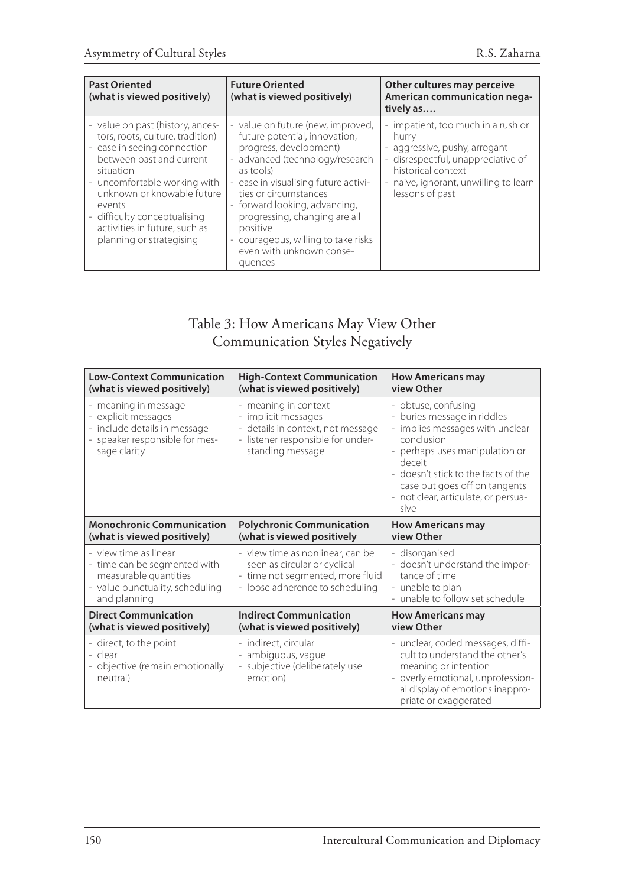| Past Oriented (what is viewed positively) | Future Oriented (what is viewed positively) | Other cultures may perceive American communication negatively as…. |
|---|---|---|
| - value on past (history, ancestors, roots, culture, tradition)<br>- ease in seeing connection between past and current situation<br>- uncomfortable working with unknown or knowable future events<br>- difficulty conceptualising activities in future, such as planning or strategising | - value on future (new, improved, future potential, innovation, progress, development)<br>- advanced (technology/research as tools)<br>- ease in visualising future activities or circumstances<br>- forward looking, advancing, progressing, changing are all positive<br>- courageous, willing to take risks even with unknown consequences | - impatient, too much in a rush or hurry<br>- aggressive, pushy, arrogant<br>- disrespectful, unappreciative of historical context<br>- naive, ignorant, unwilling to learn lessons of past |

## Table 3: How Americans May View Other Communication Styles Negatively

| Low-Context Communication (what is viewed positively) | High-Context Communication (what is viewed positively) | How Americans may view Other |
|---|---|---|
| - meaning in message<br>- explicit messages<br>- include details in message<br>- speaker responsible for message clarity | - meaning in context<br>- implicit messages<br>- details in context, not message<br>- listener responsible for understanding message | - obtuse, confusing<br>- buries message in riddles<br>- implies messages with unclear conclusion<br>- perhaps uses manipulation or deceit<br>- doesn't stick to the facts of the case but goes off on tangents<br>- not clear, articulate, or persuasive |
| **Monochronic Communication (what is viewed positively)** | **Polychronic Communication (what is viewed positively** | **How Americans may view Other** |
| - view time as linear<br>- time can be segmented with measurable quantities<br>- value punctuality, scheduling and planning | - view time as nonlinear, can be seen as circular or cyclical<br>- time not segmented, more fluid<br>- loose adherence to scheduling | - disorganised<br>- doesn't understand the importance of time<br>- unable to plan<br>- unable to follow set schedule |
| **Direct Communication (what is viewed positively)** | **Indirect Communication (what is viewed positively)** | **How Americans may view Other** |
| - direct, to the point<br>- clear<br>- objective (remain emotionally neutral) | - indirect, circular<br>- ambiguous, vague<br>- subjective (deliberately use emotion) | - unclear, coded messages, difficult to understand the other's meaning or intention<br>- overly emotional, unprofessional display of emotions inappropriate or exaggerated |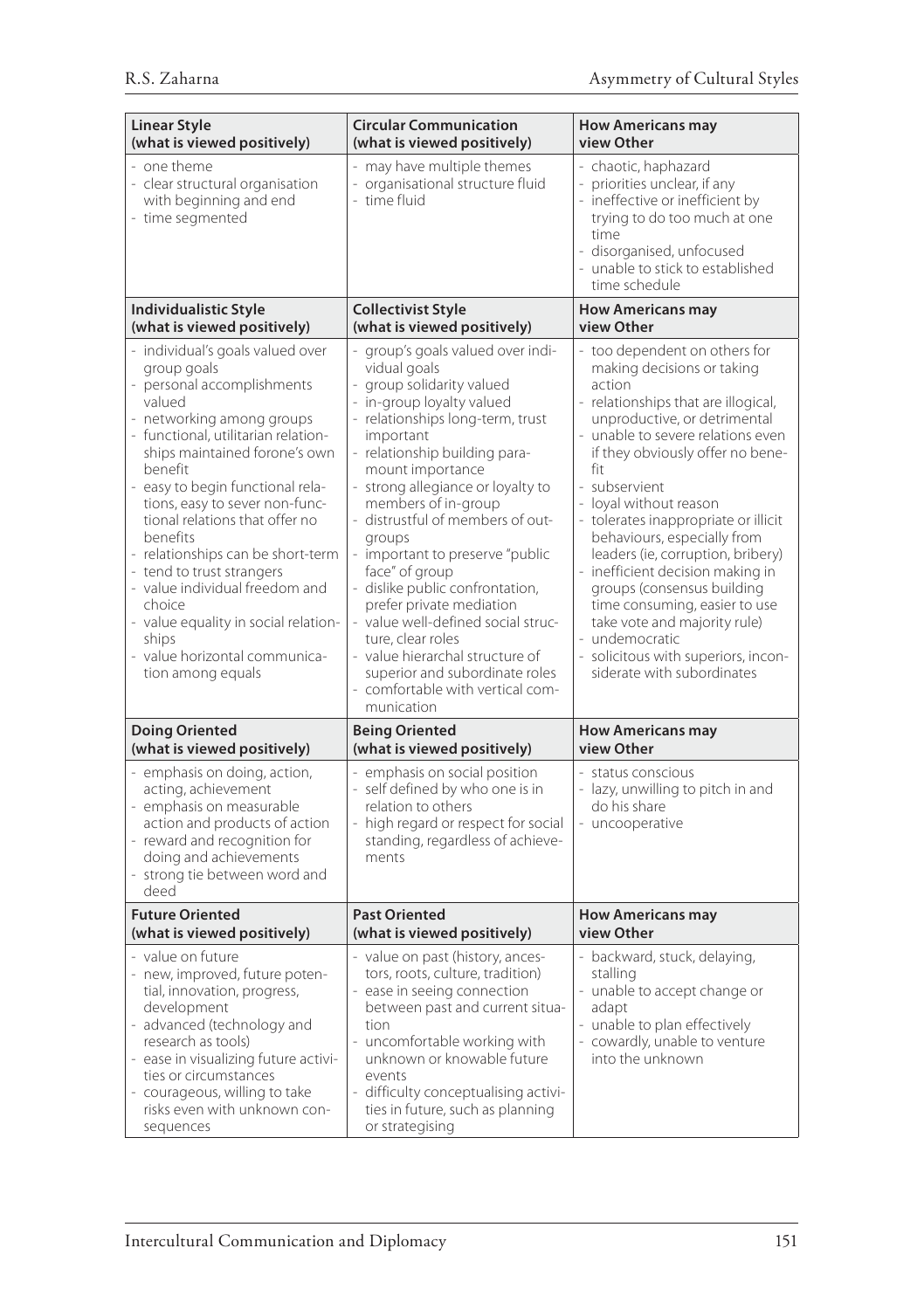| Linear Style (what is viewed positively) | Circular Communication (what is viewed positively) | How Americans may view Other |
|---|---|---|
| - one theme<br>- clear structural organisation with beginning and end<br>- time segmented | - may have multiple themes<br>- organisational structure fluid<br>- time fluid | - chaotic, haphazard<br>- priorities unclear, if any<br>- ineffective or inefficient by trying to do too much at one time<br>- disorganised, unfocused<br>- unable to stick to established time schedule |
| **Individualistic Style (what is viewed positively)** | **Collectivist Style (what is viewed positively)** | **How Americans may view Other** |
| - individual's goals valued over group goals<br>- personal accomplishments valued<br>- networking among groups<br>- functional, utilitarian relationships maintained forone's own benefit<br>- easy to begin functional relations, easy to sever non-functional relations that offer no benefits<br>- relationships can be short-term<br>- tend to trust strangers<br>- value individual freedom and choice<br>- value equality in social relationships<br>- value horizontal communication among equals | - group's goals valued over individual goals<br>- group solidarity valued<br>- in-group loyalty valued<br>- relationships long-term, trust important<br>- relationship building paramount importance<br>- strong allegiance or loyalty to members of in-group<br>- distrustful of members of out-groups<br>- important to preserve "public face" of group<br>- dislike public confrontation, prefer private mediation<br>- value well-defined social structure, clear roles<br>- value hierarchal structure of superior and subordinate roles<br>- comfortable with vertical communication | - too dependent on others for making decisions or taking action<br>- relationships that are illogical, unproductive, or detrimental<br>- unable to severe relations even if they obviously offer no benefit<br>- subservient<br>- loyal without reason<br>- tolerates inappropriate or illicit behaviours, especially from leaders (ie, corruption, bribery)<br>- inefficient decision making in groups (consensus building time consuming, easier to use take vote and majority rule)<br>- undemocratic<br>- solicitous with superiors, inconsiderate with subordinates |
| **Doing Oriented (what is viewed positively)** | **Being Oriented (what is viewed positively)** | **How Americans may view Other** |
| - emphasis on doing, action, acting, achievement<br>- emphasis on measurable action and products of action<br>- reward and recognition for doing and achievements<br>- strong tie between word and deed | - emphasis on social position<br>- self defined by who one is in relation to others<br>- high regard or respect for social standing, regardless of achievements | - status conscious<br>- lazy, unwilling to pitch in and do his share<br>- uncooperative |
| **Future Oriented (what is viewed positively)** | **Past Oriented (what is viewed positively)** | **How Americans may view Other** |
| - value on future<br>- new, improved, future potential, innovation, progress, development<br>- advanced (technology and research as tools)<br>- ease in visualizing future activities or circumstances<br>- courageous, willing to take risks even with unknown consequences | - value on past (history, ancestors, roots, culture, tradition)<br>- ease in seeing connection between past and current situation<br>- uncomfortable working with unknown or knowable future events<br>- difficulty conceptualising activities in future, such as planning or strategising | - backward, stuck, delaying, stalling<br>- unable to accept change or adapt<br>- unable to plan effectively<br>- cowardly, unable to venture into the unknown |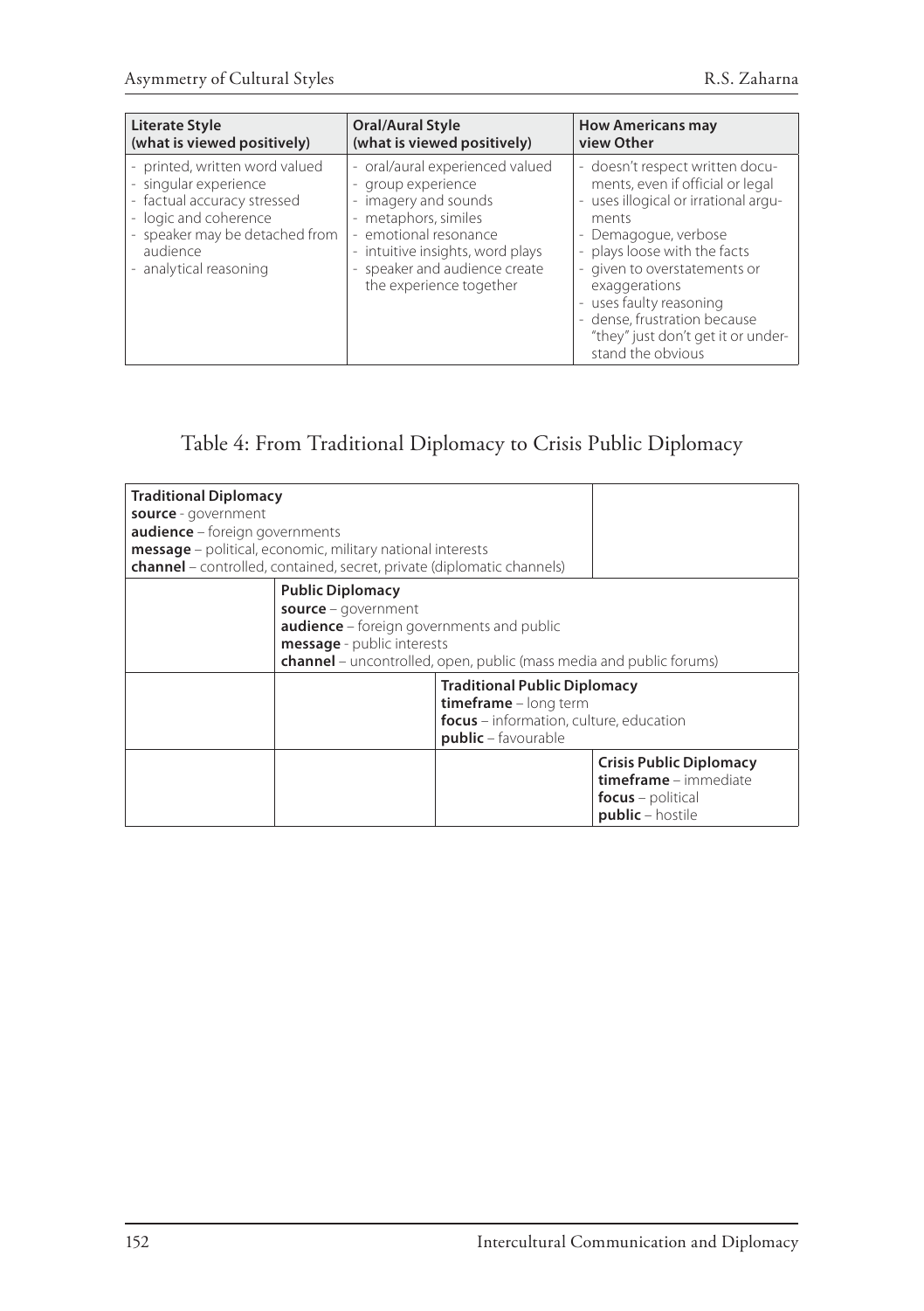| Literate Style (what is viewed positively) | Oral/Aural Style (what is viewed positively) | How Americans may view Other |
|---|---|---|
| - printed, written word valued<br>- singular experience<br>- factual accuracy stressed<br>- logic and coherence<br>- speaker may be detached from audience<br>- analytical reasoning | - oral/aural experienced valued<br>- group experience<br>- imagery and sounds<br>- metaphors, similes<br>- emotional resonance<br>- intuitive insights, word plays<br>- speaker and audience create the experience together | - doesn't respect written documents, even if official or legal<br>- uses illogical or irrational arguments<br>- Demagogue, verbose<br>- plays loose with the facts<br>- given to overstatements or exaggerations<br>- uses faulty reasoning<br>- dense, frustration because "they" just don't get it or understand the obvious |

## Table 4: From Traditional Diplomacy to Crisis Public Diplomacy

| | | | |
|---|---|---|---|
| **Traditional Diplomacy**<br>**source** - government<br>**audience** – foreign governments<br>**message** – political, economic, military national interests<br>**channel** – controlled, contained, secret, private (diplomatic channels) | | | |
| | **Public Diplomacy**<br>**source** – government<br>**audience** – foreign governments and public<br>**message** - public interests<br>**channel** – uncontrolled, open, public (mass media and public forums) | | |
| | | **Traditional Public Diplomacy**<br>**timeframe** – long term<br>**focus** – information, culture, education<br>**public** – favourable | |
| | | | **Crisis Public Diplomacy**<br>**timeframe** – immediate<br>**focus** – political<br>**public** – hostile |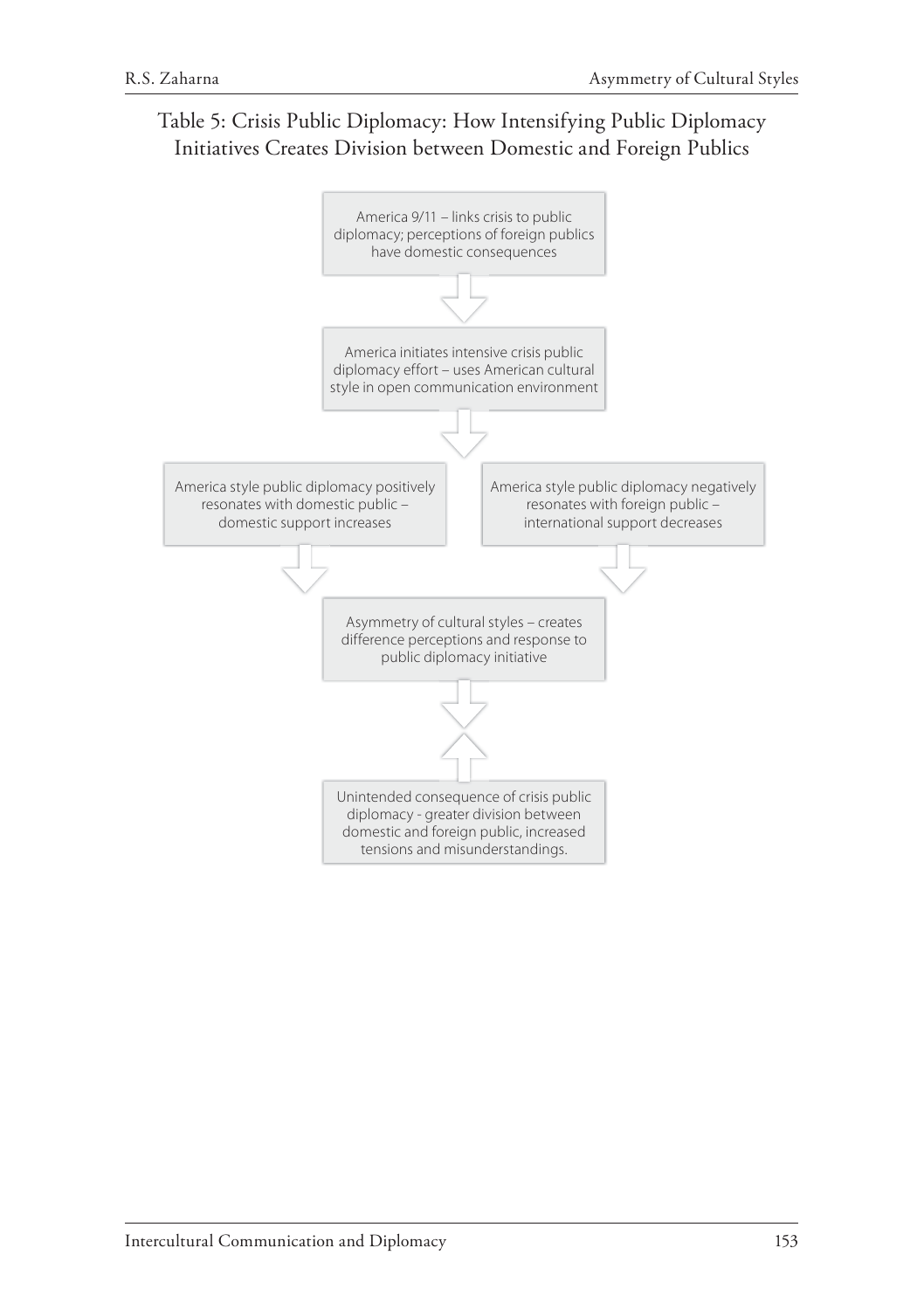Table 5: Crisis Public Diplomacy: How Intensifying Public Diplomacy Initiatives Creates Division between Domestic and Foreign Publics

America 9/11 – links crisis to public diplomacy; perceptions of foreign publics have domestic consequences

↓

America initiates intensive crisis public diplomacy effort – uses American cultural style in open communication environment

↓

America style public diplomacy positively resonates with domestic public – domestic support increases

America style public diplomacy negatively resonates with foreign public – international support decreases

↓

Asymmetry of cultural styles – creates difference perceptions and response to public diplomacy initiative

↓ ↑

Unintended consequence of crisis public diplomacy - greater division between domestic and foreign public, increased tensions and misunderstandings.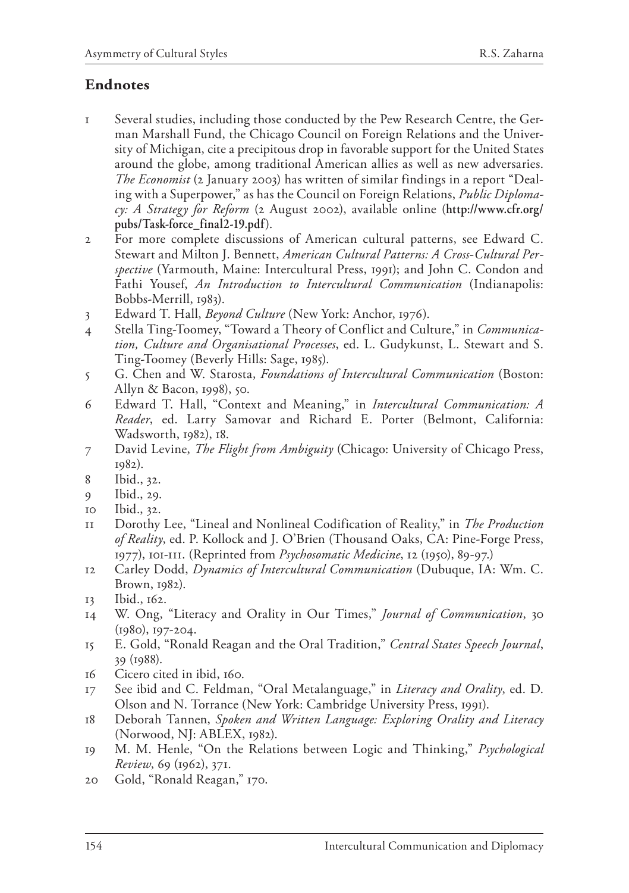## Endnotes

1. Several studies, including those conducted by the Pew Research Centre, the German Marshall Fund, the Chicago Council on Foreign Relations and the University of Michigan, cite a precipitous drop in favorable support for the United States around the globe, among traditional American allies as well as new adversaries. *The Economist* (2 January 2003) has written of similar findings in a report "Dealing with a Superpower," as has the Council on Foreign Relations, *Public Diplomacy: A Strategy for Reform* (2 August 2002), available online (**http://www.cfr.org/pubs/Task-force_final2-19.pdf**).
2. For more complete discussions of American cultural patterns, see Edward C. Stewart and Milton J. Bennett, *American Cultural Patterns: A Cross-Cultural Perspective* (Yarmouth, Maine: Intercultural Press, 1991); and John C. Condon and Fathi Yousef, *An Introduction to Intercultural Communication* (Indianapolis: Bobbs-Merrill, 1983).
3. Edward T. Hall, *Beyond Culture* (New York: Anchor, 1976).
4. Stella Ting-Toomey, "Toward a Theory of Conflict and Culture," in *Communication, Culture and Organisational Processes*, ed. L. Gudykunst, L. Stewart and S. Ting-Toomey (Beverly Hills: Sage, 1985).
5. G. Chen and W. Starosta, *Foundations of Intercultural Communication* (Boston: Allyn & Bacon, 1998), 50.
6. Edward T. Hall, "Context and Meaning," in *Intercultural Communication: A Reader*, ed. Larry Samovar and Richard E. Porter (Belmont, California: Wadsworth, 1982), 18.
7. David Levine, *The Flight from Ambiguity* (Chicago: University of Chicago Press, 1982).
8. Ibid., 32.
9. Ibid., 29.
10. Ibid., 32.
11. Dorothy Lee, "Lineal and Nonlineal Codification of Reality," in *The Production of Reality*, ed. P. Kollock and J. O'Brien (Thousand Oaks, CA: Pine-Forge Press, 1977), 101-111. (Reprinted from *Psychosomatic Medicine*, 12 (1950), 89-97.)
12. Carley Dodd, *Dynamics of Intercultural Communication* (Dubuque, IA: Wm. C. Brown, 1982).
13. Ibid., 162.
14. W. Ong, "Literacy and Orality in Our Times," *Journal of Communication*, 30 (1980), 197-204.
15. E. Gold, "Ronald Reagan and the Oral Tradition," *Central States Speech Journal*, 39 (1988).
16. Cicero cited in ibid, 160.
17. See ibid and C. Feldman, "Oral Metalanguage," in *Literacy and Orality*, ed. D. Olson and N. Torrance (New York: Cambridge University Press, 1991).
18. Deborah Tannen, *Spoken and Written Language: Exploring Orality and Literacy* (Norwood, NJ: ABLEX, 1982).
19. M. M. Henle, "On the Relations between Logic and Thinking," *Psychological Review*, 69 (1962), 371.
20. Gold, "Ronald Reagan," 170.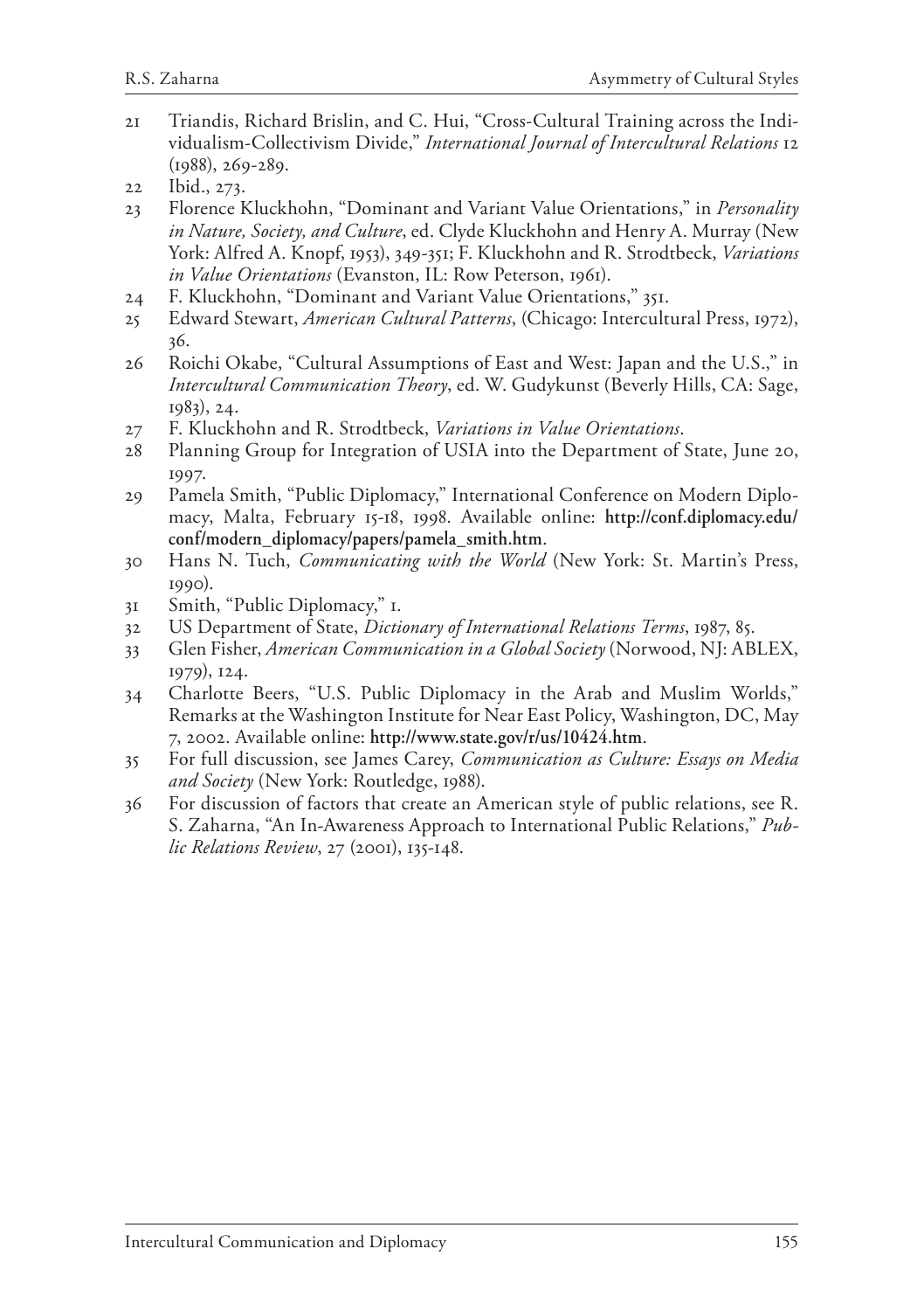21 Triandis, Richard Brislin, and C. Hui, "Cross-Cultural Training across the Individualism-Collectivism Divide," *International Journal of Intercultural Relations* 12 (1988), 269-289.

22 Ibid., 273.

23 Florence Kluckhohn, "Dominant and Variant Value Orientations," in *Personality in Nature, Society, and Culture*, ed. Clyde Kluckhohn and Henry A. Murray (New York: Alfred A. Knopf, 1953), 349-351; F. Kluckhohn and R. Strodtbeck, *Variations in Value Orientations* (Evanston, IL: Row Peterson, 1961).

24 F. Kluckhohn, "Dominant and Variant Value Orientations," 351.

25 Edward Stewart, *American Cultural Patterns*, (Chicago: Intercultural Press, 1972), 36.

26 Roichi Okabe, "Cultural Assumptions of East and West: Japan and the U.S.," in *Intercultural Communication Theory*, ed. W. Gudykunst (Beverly Hills, CA: Sage, 1983), 24.

27 F. Kluckhohn and R. Strodtbeck, *Variations in Value Orientations*.

28 Planning Group for Integration of USIA into the Department of State, June 20, 1997.

29 Pamela Smith, "Public Diplomacy," International Conference on Modern Diplomacy, Malta, February 15-18, 1998. Available online: **http://conf.diplomacy.edu/conf/modern_diplomacy/papers/pamela_smith.htm**.

30 Hans N. Tuch, *Communicating with the World* (New York: St. Martin's Press, 1990).

31 Smith, "Public Diplomacy," 1.

32 US Department of State, *Dictionary of International Relations Terms*, 1987, 85.

33 Glen Fisher, *American Communication in a Global Society* (Norwood, NJ: ABLEX, 1979), 124.

34 Charlotte Beers, "U.S. Public Diplomacy in the Arab and Muslim Worlds," Remarks at the Washington Institute for Near East Policy, Washington, DC, May 7, 2002. Available online: **http://www.state.gov/r/us/10424.htm**.

35 For full discussion, see James Carey, *Communication as Culture: Essays on Media and Society* (New York: Routledge, 1988).

36 For discussion of factors that create an American style of public relations, see R. S. Zaharna, "An In-Awareness Approach to International Public Relations," *Public Relations Review*, 27 (2001), 135-148.